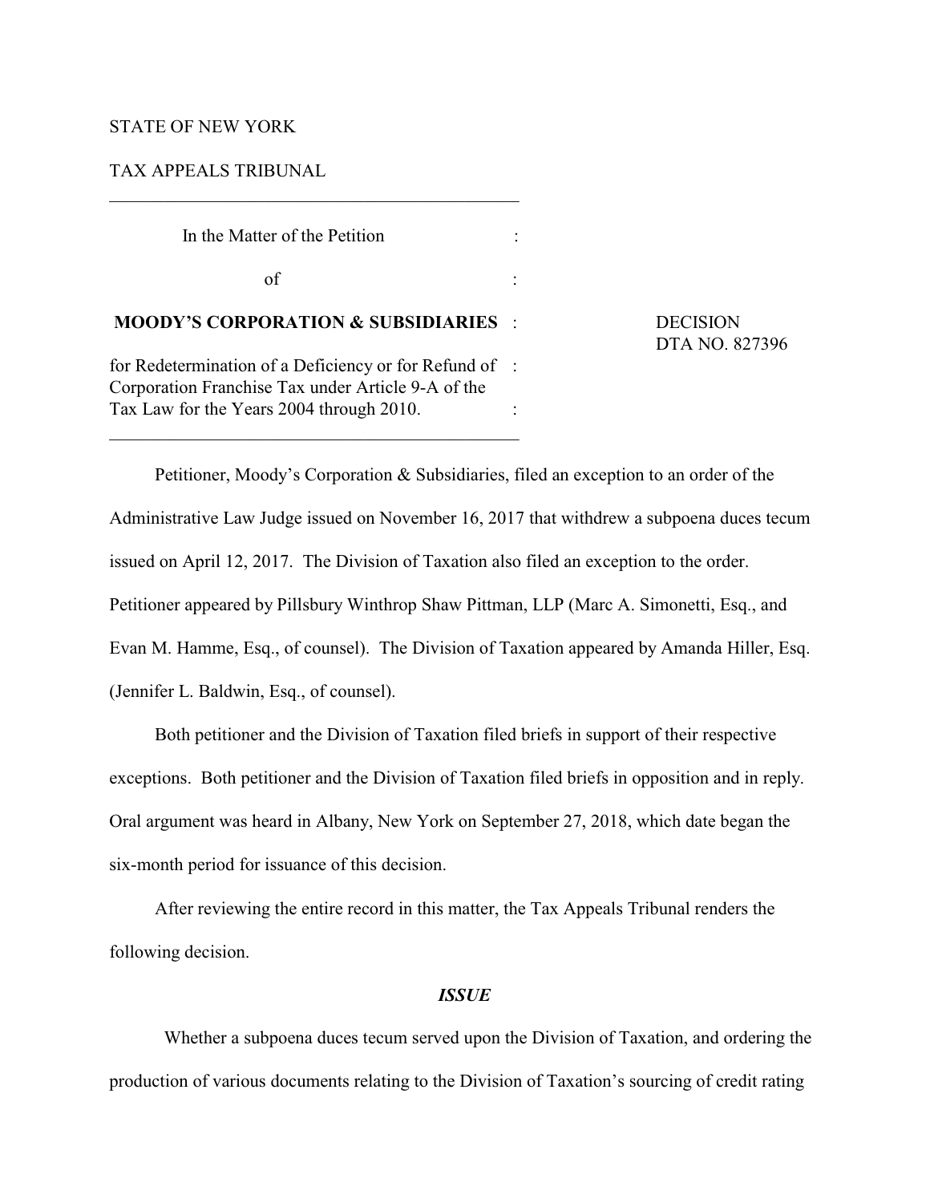STATE OF NEW YORK

TAX APPEALS TRIBUNAL

---

| | | |
|---|---|---|
| In the Matter of the Petition | : | |
| of | : | |
| **MOODY'S CORPORATION & SUBSIDIARIES** | : | DECISION DTA NO. 827396 |
| for Redetermination of a Deficiency or for Refund of Corporation Franchise Tax under Article 9-A of the Tax Law for the Years 2004 through 2010. | : | |

---

Petitioner, Moody's Corporation & Subsidiaries, filed an exception to an order of the Administrative Law Judge issued on November 16, 2017 that withdrew a subpoena duces tecum issued on April 12, 2017. The Division of Taxation also filed an exception to the order. Petitioner appeared by Pillsbury Winthrop Shaw Pittman, LLP (Marc A. Simonetti, Esq., and Evan M. Hamme, Esq., of counsel). The Division of Taxation appeared by Amanda Hiller, Esq. (Jennifer L. Baldwin, Esq., of counsel).

Both petitioner and the Division of Taxation filed briefs in support of their respective exceptions. Both petitioner and the Division of Taxation filed briefs in opposition and in reply. Oral argument was heard in Albany, New York on September 27, 2018, which date began the six-month period for issuance of this decision.

After reviewing the entire record in this matter, the Tax Appeals Tribunal renders the following decision.

## ***ISSUE***

Whether a subpoena duces tecum served upon the Division of Taxation, and ordering the production of various documents relating to the Division of Taxation's sourcing of credit rating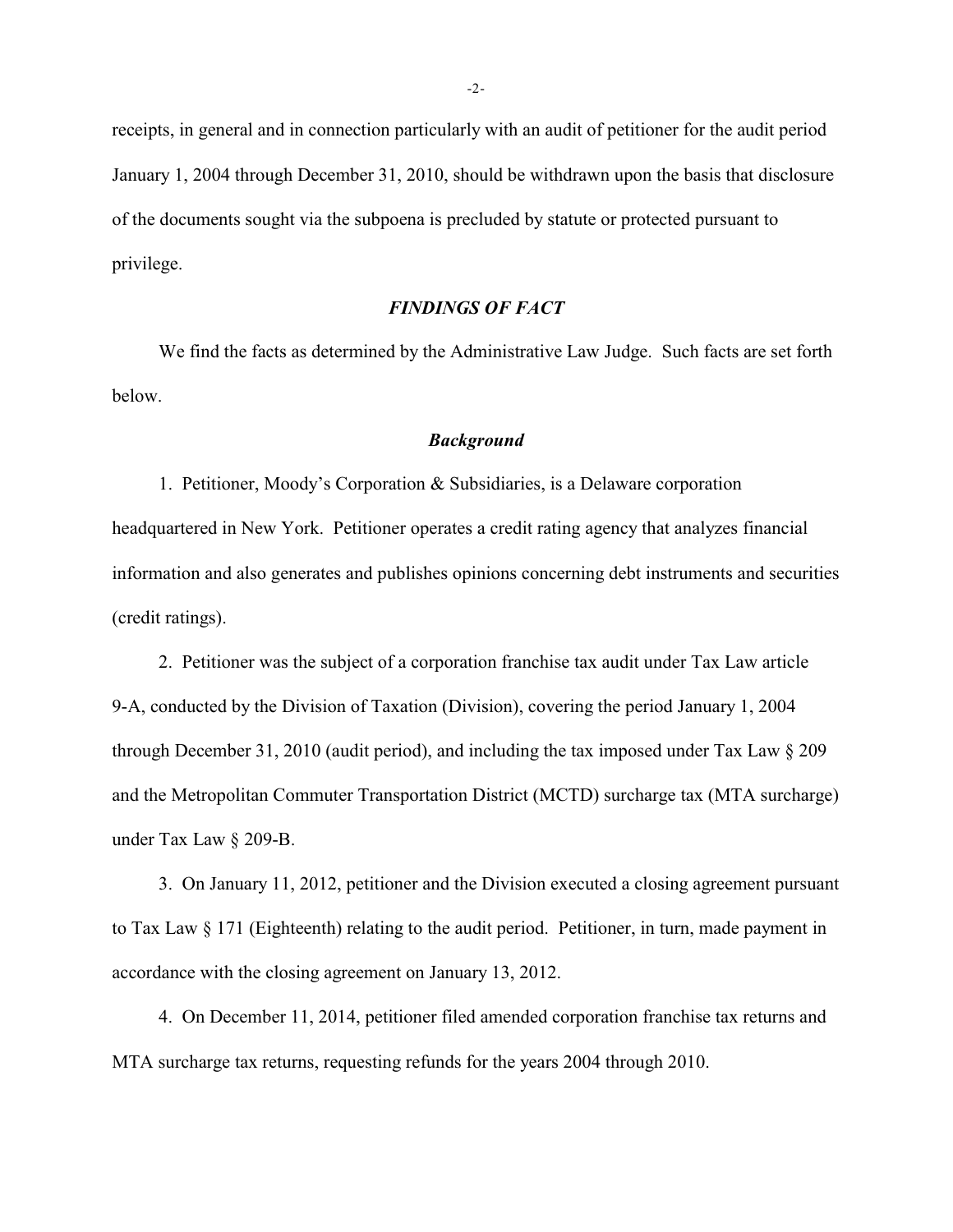receipts, in general and in connection particularly with an audit of petitioner for the audit period January 1, 2004 through December 31, 2010, should be withdrawn upon the basis that disclosure of the documents sought via the subpoena is precluded by statute or protected pursuant to privilege.

### *FINDINGS OF FACT*

We find the facts as determined by the Administrative Law Judge. Such facts are set forth below.

#### *Background*

1. Petitioner, Moody's Corporation & Subsidiaries, is a Delaware corporation headquartered in New York. Petitioner operates a credit rating agency that analyzes financial information and also generates and publishes opinions concerning debt instruments and securities (credit ratings).

2. Petitioner was the subject of a corporation franchise tax audit under Tax Law article 9-A, conducted by the Division of Taxation (Division), covering the period January 1, 2004 through December 31, 2010 (audit period), and including the tax imposed under Tax Law § 209 and the Metropolitan Commuter Transportation District (MCTD) surcharge tax (MTA surcharge) under Tax Law § 209-B.

3. On January 11, 2012, petitioner and the Division executed a closing agreement pursuant to Tax Law § 171 (Eighteenth) relating to the audit period. Petitioner, in turn, made payment in accordance with the closing agreement on January 13, 2012.

4. On December 11, 2014, petitioner filed amended corporation franchise tax returns and MTA surcharge tax returns, requesting refunds for the years 2004 through 2010.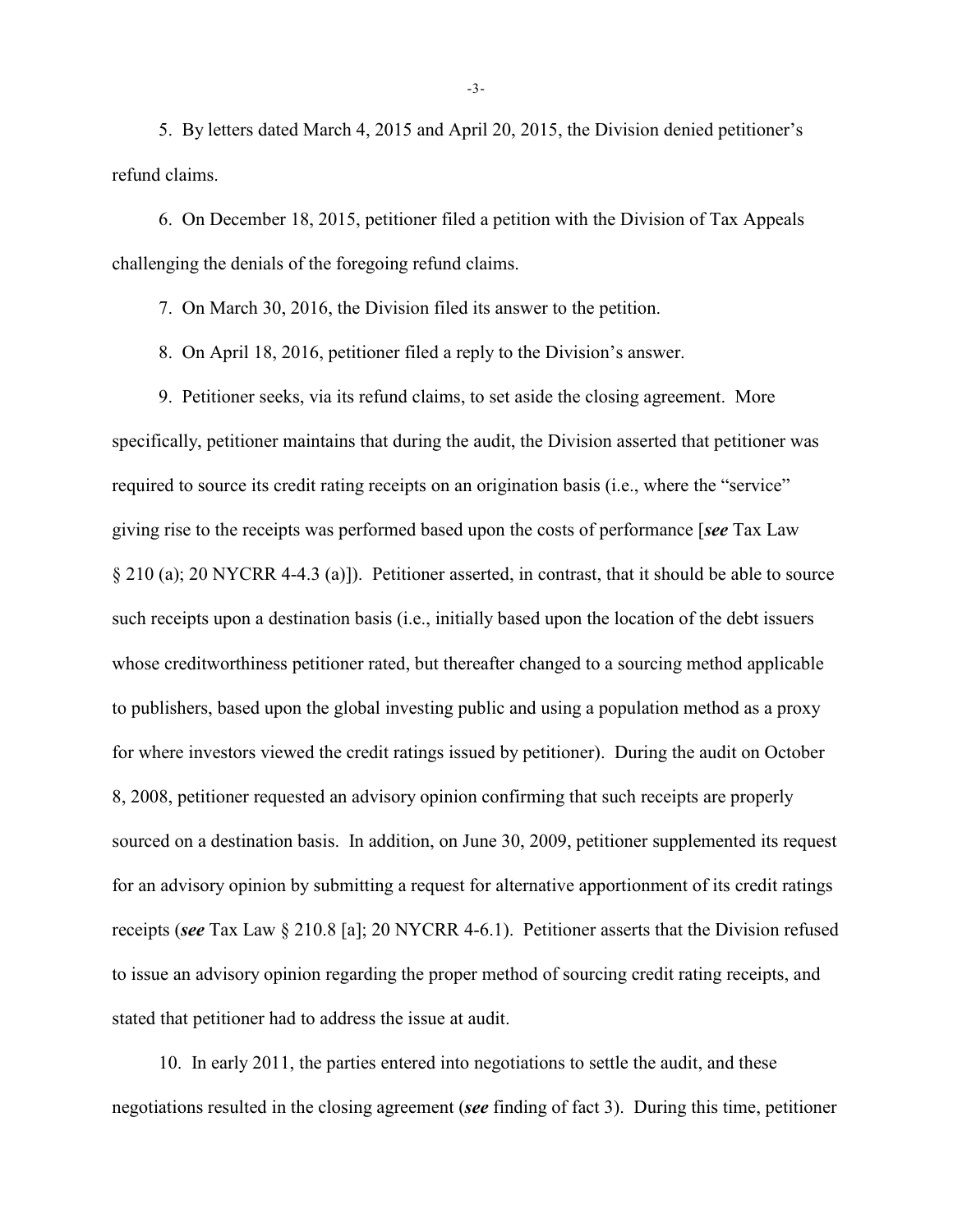5. By letters dated March 4, 2015 and April 20, 2015, the Division denied petitioner's refund claims.

6. On December 18, 2015, petitioner filed a petition with the Division of Tax Appeals challenging the denials of the foregoing refund claims.

7. On March 30, 2016, the Division filed its answer to the petition.

8. On April 18, 2016, petitioner filed a reply to the Division's answer.

9. Petitioner seeks, via its refund claims, to set aside the closing agreement. More specifically, petitioner maintains that during the audit, the Division asserted that petitioner was required to source its credit rating receipts on an origination basis (i.e., where the "service" giving rise to the receipts was performed based upon the costs of performance [***see*** Tax Law § 210 (a); 20 NYCRR 4-4.3 (a)]). Petitioner asserted, in contrast, that it should be able to source such receipts upon a destination basis (i.e., initially based upon the location of the debt issuers whose creditworthiness petitioner rated, but thereafter changed to a sourcing method applicable to publishers, based upon the global investing public and using a population method as a proxy for where investors viewed the credit ratings issued by petitioner). During the audit on October 8, 2008, petitioner requested an advisory opinion confirming that such receipts are properly sourced on a destination basis. In addition, on June 30, 2009, petitioner supplemented its request for an advisory opinion by submitting a request for alternative apportionment of its credit ratings receipts (***see*** Tax Law § 210.8 [a]; 20 NYCRR 4-6.1). Petitioner asserts that the Division refused to issue an advisory opinion regarding the proper method of sourcing credit rating receipts, and stated that petitioner had to address the issue at audit.

10. In early 2011, the parties entered into negotiations to settle the audit, and these negotiations resulted in the closing agreement (***see*** finding of fact 3). During this time, petitioner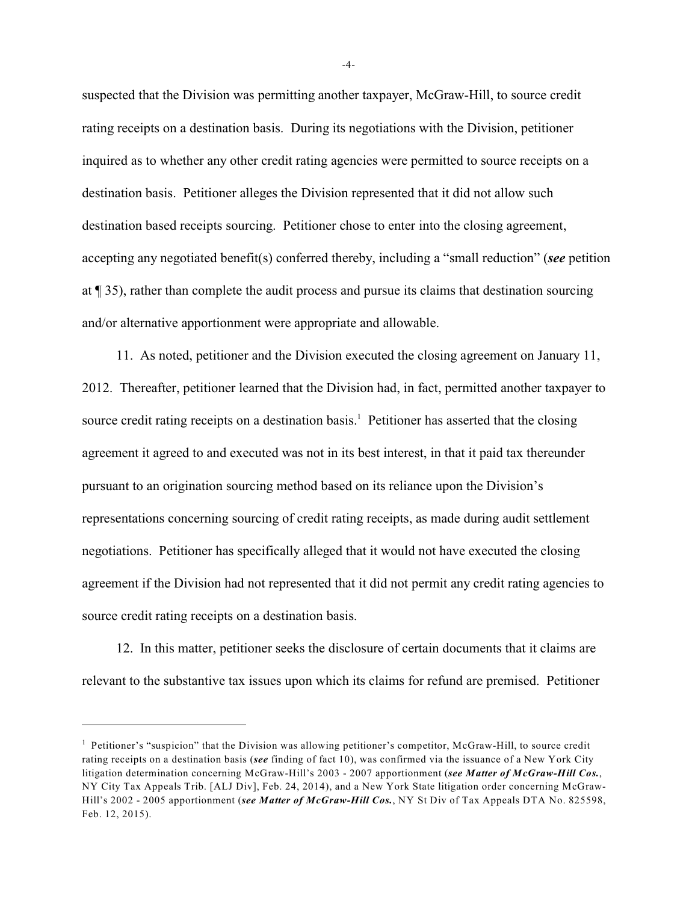suspected that the Division was permitting another taxpayer, McGraw-Hill, to source credit rating receipts on a destination basis. During its negotiations with the Division, petitioner inquired as to whether any other credit rating agencies were permitted to source receipts on a destination basis. Petitioner alleges the Division represented that it did not allow such destination based receipts sourcing. Petitioner chose to enter into the closing agreement, accepting any negotiated benefit(s) conferred thereby, including a "small reduction" (***see*** petition at ¶ 35), rather than complete the audit process and pursue its claims that destination sourcing and/or alternative apportionment were appropriate and allowable.

11. As noted, petitioner and the Division executed the closing agreement on January 11, 2012. Thereafter, petitioner learned that the Division had, in fact, permitted another taxpayer to source credit rating receipts on a destination basis.[1] Petitioner has asserted that the closing agreement it agreed to and executed was not in its best interest, in that it paid tax thereunder pursuant to an origination sourcing method based on its reliance upon the Division's representations concerning sourcing of credit rating receipts, as made during audit settlement negotiations. Petitioner has specifically alleged that it would not have executed the closing agreement if the Division had not represented that it did not permit any credit rating agencies to source credit rating receipts on a destination basis.

12. In this matter, petitioner seeks the disclosure of certain documents that it claims are relevant to the substantive tax issues upon which its claims for refund are premised. Petitioner

---

[1] Petitioner's "suspicion" that the Division was allowing petitioner's competitor, McGraw-Hill, to source credit rating receipts on a destination basis (***see*** finding of fact 10), was confirmed via the issuance of a New York City litigation determination concerning McGraw-Hill's 2003 - 2007 apportionment (***see Matter of McGraw-Hill Cos.***, NY City Tax Appeals Trib. [ALJ Div], Feb. 24, 2014), and a New York State litigation order concerning McGraw-Hill's 2002 - 2005 apportionment (***see Matter of McGraw-Hill Cos.***, NY St Div of Tax Appeals DTA No. 825598, Feb. 12, 2015).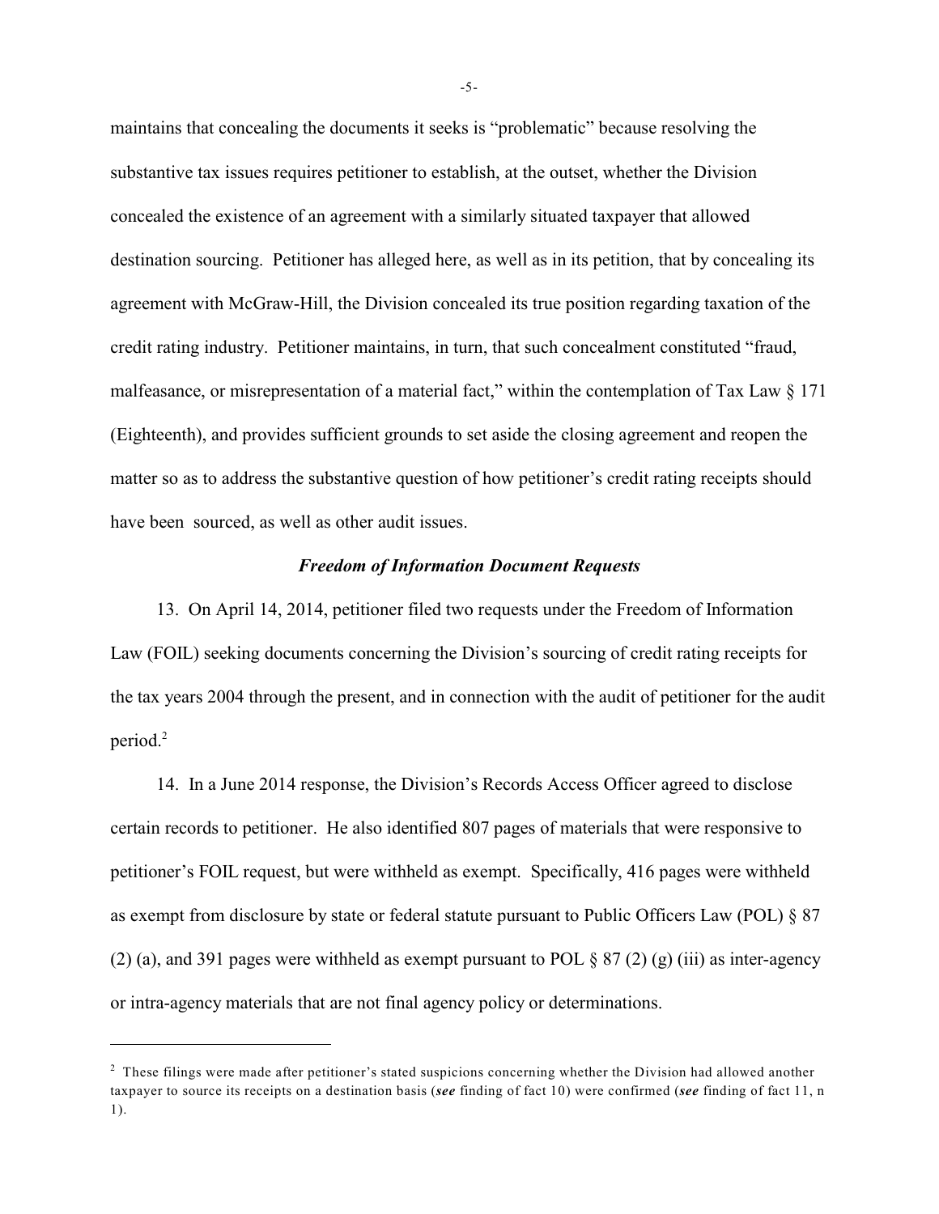maintains that concealing the documents it seeks is "problematic" because resolving the substantive tax issues requires petitioner to establish, at the outset, whether the Division concealed the existence of an agreement with a similarly situated taxpayer that allowed destination sourcing. Petitioner has alleged here, as well as in its petition, that by concealing its agreement with McGraw-Hill, the Division concealed its true position regarding taxation of the credit rating industry. Petitioner maintains, in turn, that such concealment constituted "fraud, malfeasance, or misrepresentation of a material fact," within the contemplation of Tax Law § 171 (Eighteenth), and provides sufficient grounds to set aside the closing agreement and reopen the matter so as to address the substantive question of how petitioner's credit rating receipts should have been sourced, as well as other audit issues.

### *Freedom of Information Document Requests*

13. On April 14, 2014, petitioner filed two requests under the Freedom of Information Law (FOIL) seeking documents concerning the Division's sourcing of credit rating receipts for the tax years 2004 through the present, and in connection with the audit of petitioner for the audit period.[2]

14. In a June 2014 response, the Division's Records Access Officer agreed to disclose certain records to petitioner. He also identified 807 pages of materials that were responsive to petitioner's FOIL request, but were withheld as exempt. Specifically, 416 pages were withheld as exempt from disclosure by state or federal statute pursuant to Public Officers Law (POL) § 87 (2) (a), and 391 pages were withheld as exempt pursuant to POL § 87 (2) (g) (iii) as inter-agency or intra-agency materials that are not final agency policy or determinations.

---

[2] These filings were made after petitioner's stated suspicions concerning whether the Division had allowed another taxpayer to source its receipts on a destination basis (***see*** finding of fact 10) were confirmed (***see*** finding of fact 11, n 1).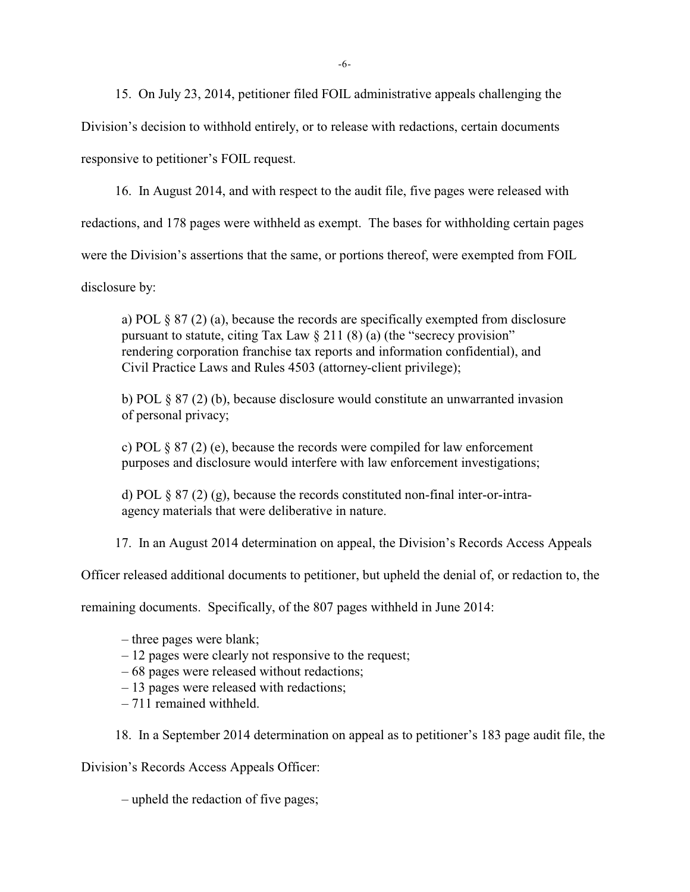15. On July 23, 2014, petitioner filed FOIL administrative appeals challenging the Division's decision to withhold entirely, or to release with redactions, certain documents responsive to petitioner's FOIL request.

16. In August 2014, and with respect to the audit file, five pages were released with redactions, and 178 pages were withheld as exempt. The bases for withholding certain pages were the Division's assertions that the same, or portions thereof, were exempted from FOIL disclosure by:

> a) POL § 87 (2) (a), because the records are specifically exempted from disclosure pursuant to statute, citing Tax Law § 211 (8) (a) (the "secrecy provision" rendering corporation franchise tax reports and information confidential), and Civil Practice Laws and Rules 4503 (attorney-client privilege);
>
> b) POL § 87 (2) (b), because disclosure would constitute an unwarranted invasion of personal privacy;
>
> c) POL § 87 (2) (e), because the records were compiled for law enforcement purposes and disclosure would interfere with law enforcement investigations;
>
> d) POL § 87 (2) (g), because the records constituted non-final inter-or-intra-agency materials that were deliberative in nature.

17. In an August 2014 determination on appeal, the Division's Records Access Appeals Officer released additional documents to petitioner, but upheld the denial of, or redaction to, the remaining documents. Specifically, of the 807 pages withheld in June 2014:

- three pages were blank;
- 12 pages were clearly not responsive to the request;
- 68 pages were released without redactions;
- 13 pages were released with redactions;
- 711 remained withheld.

18. In a September 2014 determination on appeal as to petitioner's 183 page audit file, the Division's Records Access Appeals Officer:

- upheld the redaction of five pages;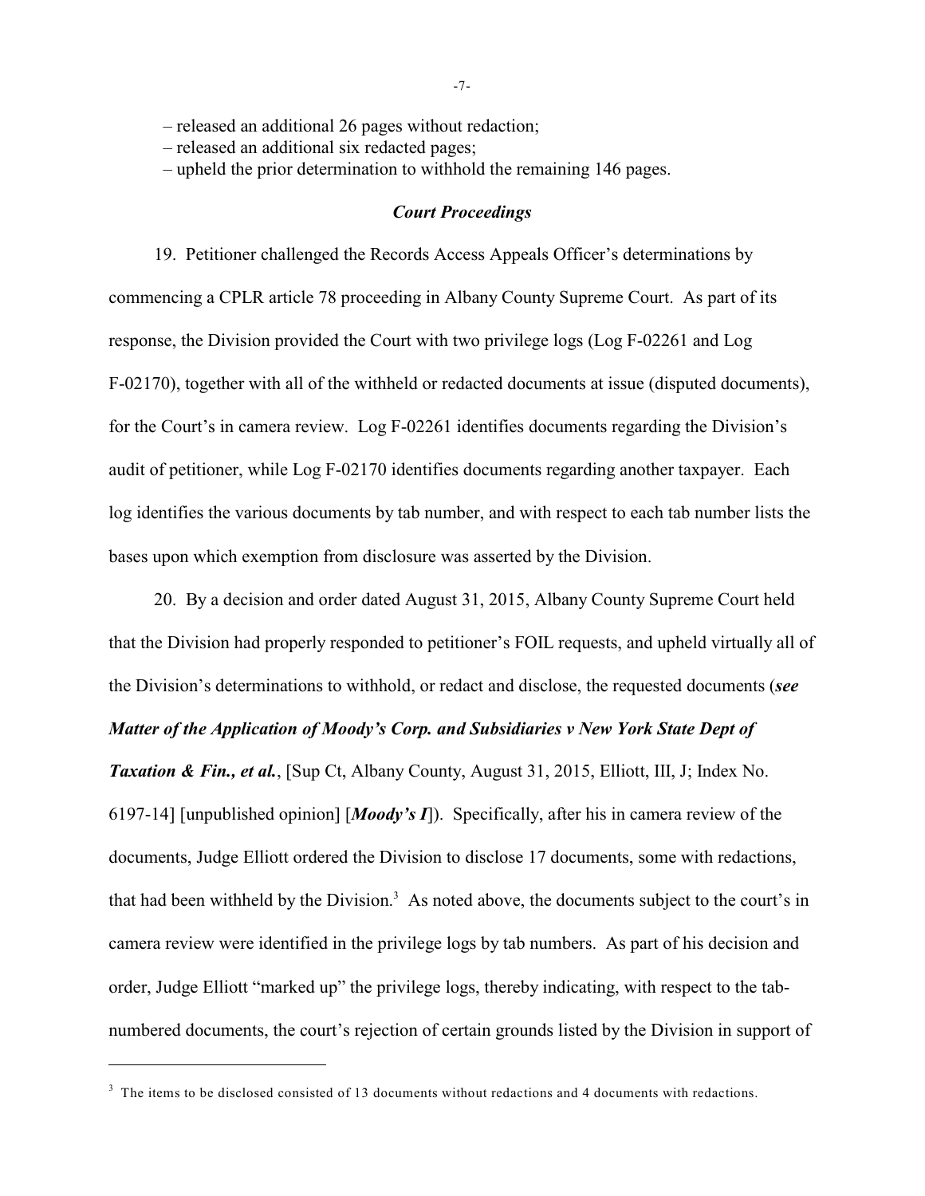– released an additional 26 pages without redaction;
– released an additional six redacted pages;
– upheld the prior determination to withhold the remaining 146 pages.

### *Court Proceedings*

19. Petitioner challenged the Records Access Appeals Officer's determinations by commencing a CPLR article 78 proceeding in Albany County Supreme Court. As part of its response, the Division provided the Court with two privilege logs (Log F-02261 and Log F-02170), together with all of the withheld or redacted documents at issue (disputed documents), for the Court's in camera review. Log F-02261 identifies documents regarding the Division's audit of petitioner, while Log F-02170 identifies documents regarding another taxpayer. Each log identifies the various documents by tab number, and with respect to each tab number lists the bases upon which exemption from disclosure was asserted by the Division.

20. By a decision and order dated August 31, 2015, Albany County Supreme Court held that the Division had properly responded to petitioner's FOIL requests, and upheld virtually all of the Division's determinations to withhold, or redact and disclose, the requested documents (***see Matter of the Application of Moody's Corp. and Subsidiaries v New York State Dept of Taxation & Fin., et al.***, [Sup Ct, Albany County, August 31, 2015, Elliott, III, J; Index No. 6197-14] [unpublished opinion] [***Moody's I***]). Specifically, after his in camera review of the documents, Judge Elliott ordered the Division to disclose 17 documents, some with redactions, that had been withheld by the Division.[3] As noted above, the documents subject to the court's in camera review were identified in the privilege logs by tab numbers. As part of his decision and order, Judge Elliott "marked up" the privilege logs, thereby indicating, with respect to the tab-numbered documents, the court's rejection of certain grounds listed by the Division in support of

---

[3] The items to be disclosed consisted of 13 documents without redactions and 4 documents with redactions.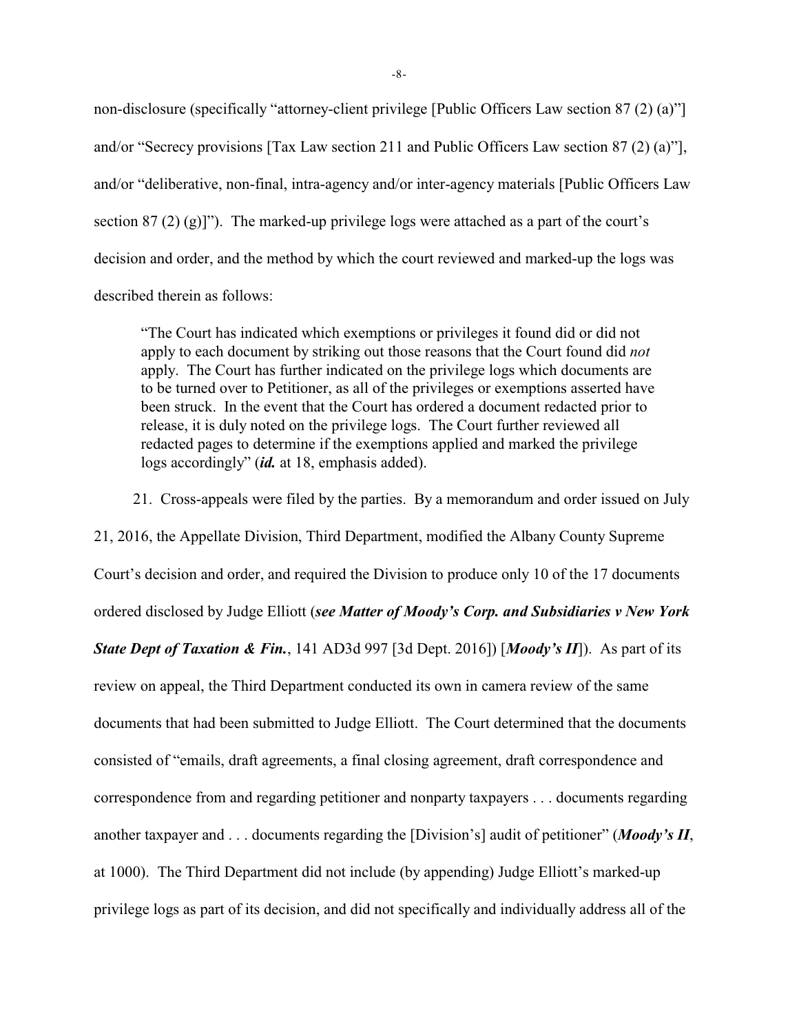non-disclosure (specifically "attorney-client privilege [Public Officers Law section 87 (2) (a)"] and/or "Secrecy provisions [Tax Law section 211 and Public Officers Law section 87 (2) (a)"], and/or "deliberative, non-final, intra-agency and/or inter-agency materials [Public Officers Law section 87 (2) (g)]"). The marked-up privilege logs were attached as a part of the court's decision and order, and the method by which the court reviewed and marked-up the logs was described therein as follows:

> "The Court has indicated which exemptions or privileges it found did or did not apply to each document by striking out those reasons that the Court found did *not* apply. The Court has further indicated on the privilege logs which documents are to be turned over to Petitioner, as all of the privileges or exemptions asserted have been struck. In the event that the Court has ordered a document redacted prior to release, it is duly noted on the privilege logs. The Court further reviewed all redacted pages to determine if the exemptions applied and marked the privilege logs accordingly" (***id.*** at 18, emphasis added).

21. Cross-appeals were filed by the parties. By a memorandum and order issued on July 21, 2016, the Appellate Division, Third Department, modified the Albany County Supreme Court's decision and order, and required the Division to produce only 10 of the 17 documents ordered disclosed by Judge Elliott (***see Matter of Moody's Corp. and Subsidiaries v New York State Dept of Taxation & Fin.***, 141 AD3d 997 [3d Dept. 2016]) [***Moody's II***]). As part of its review on appeal, the Third Department conducted its own in camera review of the same documents that had been submitted to Judge Elliott. The Court determined that the documents consisted of "emails, draft agreements, a final closing agreement, draft correspondence and correspondence from and regarding petitioner and nonparty taxpayers . . . documents regarding another taxpayer and . . . documents regarding the [Division's] audit of petitioner" (***Moody's II***, at 1000). The Third Department did not include (by appending) Judge Elliott's marked-up privilege logs as part of its decision, and did not specifically and individually address all of the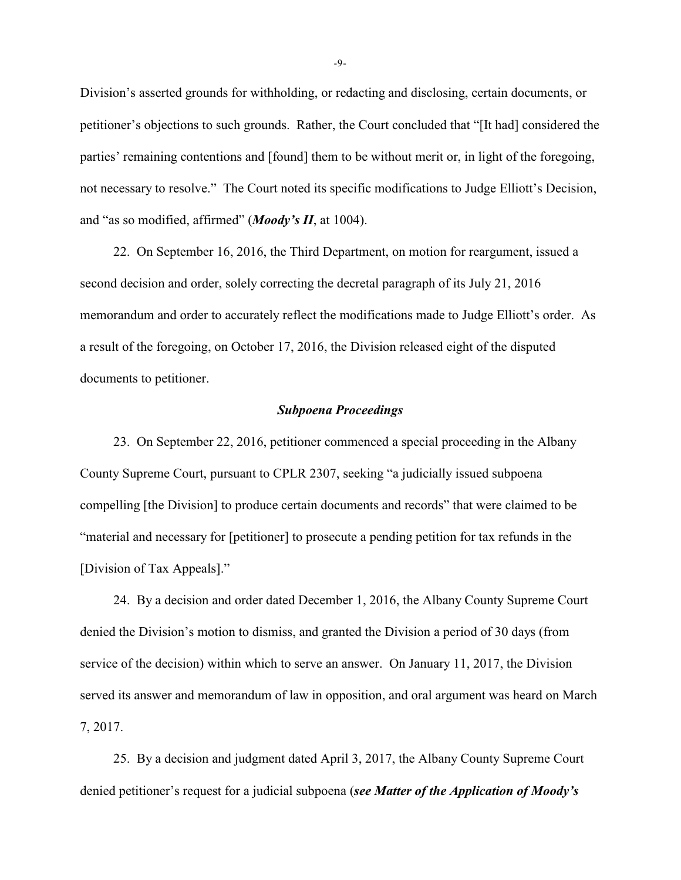Division's asserted grounds for withholding, or redacting and disclosing, certain documents, or petitioner's objections to such grounds. Rather, the Court concluded that "[It had] considered the parties' remaining contentions and [found] them to be without merit or, in light of the foregoing, not necessary to resolve." The Court noted its specific modifications to Judge Elliott's Decision, and "as so modified, affirmed" (***Moody's II***, at 1004).

22. On September 16, 2016, the Third Department, on motion for reargument, issued a second decision and order, solely correcting the decretal paragraph of its July 21, 2016 memorandum and order to accurately reflect the modifications made to Judge Elliott's order. As a result of the foregoing, on October 17, 2016, the Division released eight of the disputed documents to petitioner.

### *Subpoena Proceedings*

23. On September 22, 2016, petitioner commenced a special proceeding in the Albany County Supreme Court, pursuant to CPLR 2307, seeking "a judicially issued subpoena compelling [the Division] to produce certain documents and records" that were claimed to be "material and necessary for [petitioner] to prosecute a pending petition for tax refunds in the [Division of Tax Appeals]."

24. By a decision and order dated December 1, 2016, the Albany County Supreme Court denied the Division's motion to dismiss, and granted the Division a period of 30 days (from service of the decision) within which to serve an answer. On January 11, 2017, the Division served its answer and memorandum of law in opposition, and oral argument was heard on March 7, 2017.

25. By a decision and judgment dated April 3, 2017, the Albany County Supreme Court denied petitioner's request for a judicial subpoena (***see Matter of the Application of Moody's***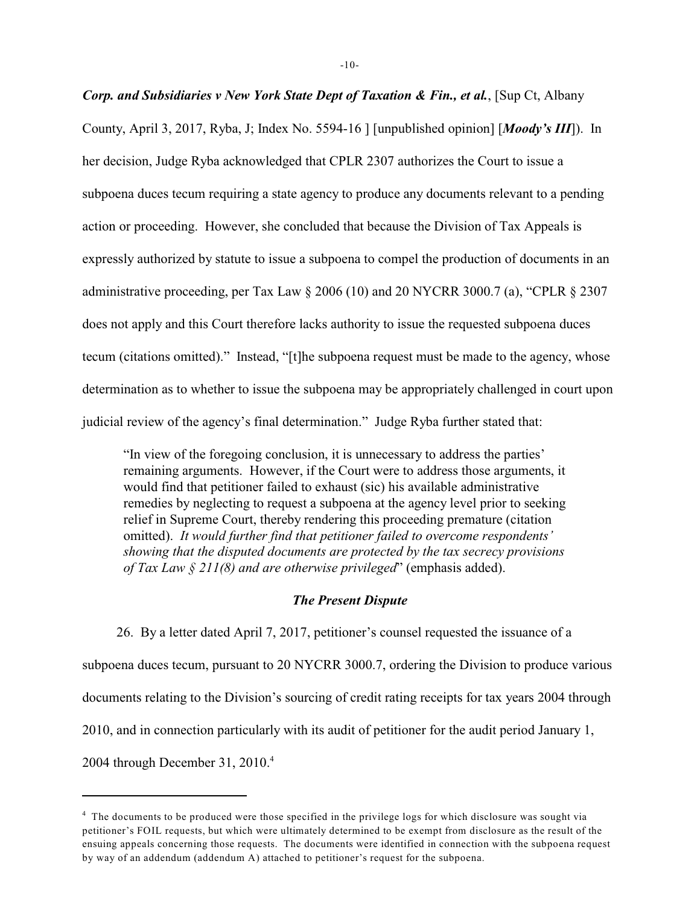***Corp. and Subsidiaries v New York State Dept of Taxation & Fin., et al.***, [Sup Ct, Albany County, April 3, 2017, Ryba, J; Index No. 5594-16 ] [unpublished opinion] [***Moody's III***]). In her decision, Judge Ryba acknowledged that CPLR 2307 authorizes the Court to issue a subpoena duces tecum requiring a state agency to produce any documents relevant to a pending action or proceeding. However, she concluded that because the Division of Tax Appeals is expressly authorized by statute to issue a subpoena to compel the production of documents in an administrative proceeding, per Tax Law § 2006 (10) and 20 NYCRR 3000.7 (a), "CPLR § 2307 does not apply and this Court therefore lacks authority to issue the requested subpoena duces tecum (citations omitted)." Instead, "[t]he subpoena request must be made to the agency, whose determination as to whether to issue the subpoena may be appropriately challenged in court upon judicial review of the agency's final determination." Judge Ryba further stated that:

> "In view of the foregoing conclusion, it is unnecessary to address the parties' remaining arguments. However, if the Court were to address those arguments, it would find that petitioner failed to exhaust (sic) his available administrative remedies by neglecting to request a subpoena at the agency level prior to seeking relief in Supreme Court, thereby rendering this proceeding premature (citation omitted). *It would further find that petitioner failed to overcome respondents' showing that the disputed documents are protected by the tax secrecy provisions of Tax Law § 211(8) and are otherwise privileged*" (emphasis added).

### *The Present Dispute*

26. By a letter dated April 7, 2017, petitioner's counsel requested the issuance of a subpoena duces tecum, pursuant to 20 NYCRR 3000.7, ordering the Division to produce various documents relating to the Division's sourcing of credit rating receipts for tax years 2004 through 2010, and in connection particularly with its audit of petitioner for the audit period January 1, 2004 through December 31, 2010.[4]

[4] The documents to be produced were those specified in the privilege logs for which disclosure was sought via petitioner's FOIL requests, but which were ultimately determined to be exempt from disclosure as the result of the ensuing appeals concerning those requests. The documents were identified in connection with the subpoena request by way of an addendum (addendum A) attached to petitioner's request for the subpoena.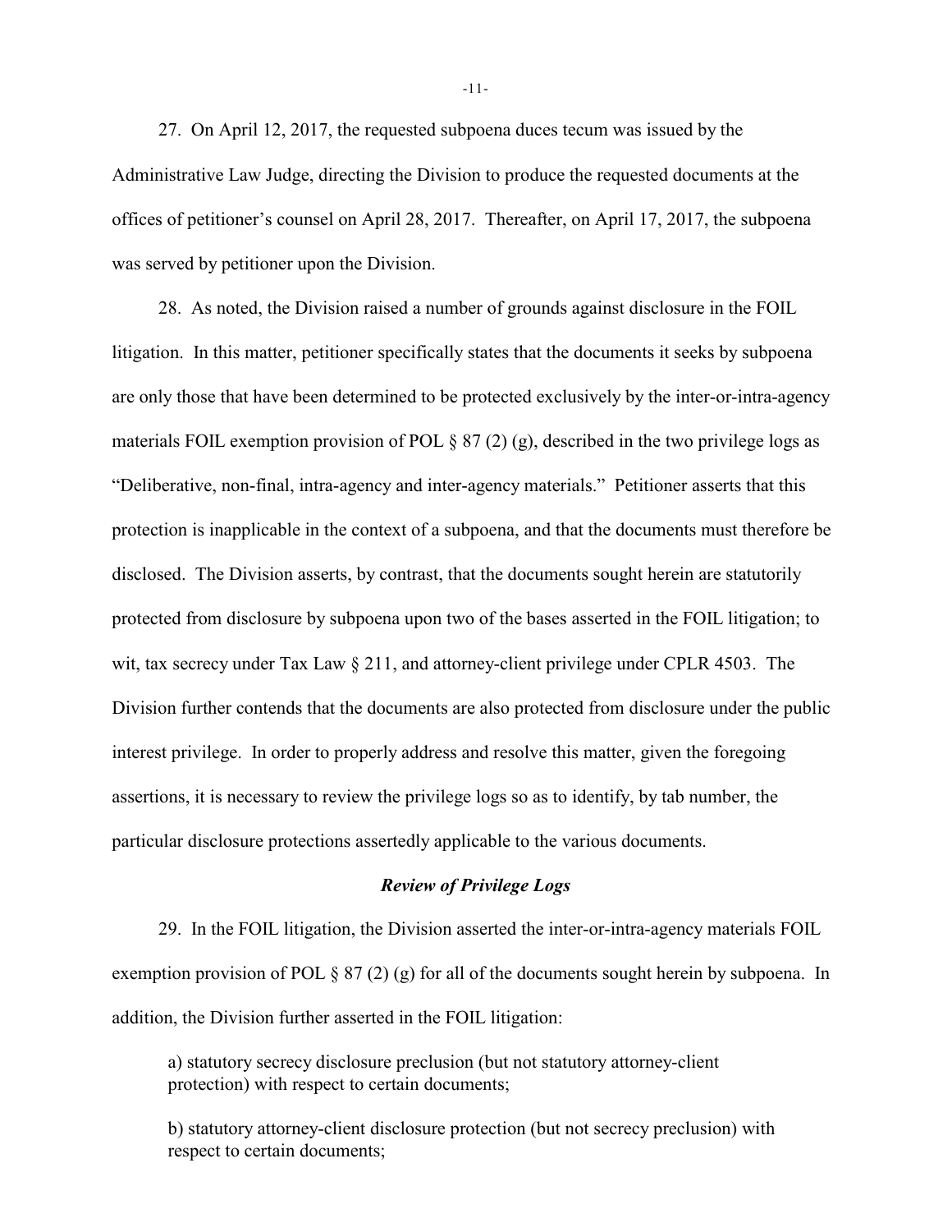27. On April 12, 2017, the requested subpoena duces tecum was issued by the Administrative Law Judge, directing the Division to produce the requested documents at the offices of petitioner's counsel on April 28, 2017. Thereafter, on April 17, 2017, the subpoena was served by petitioner upon the Division.

28. As noted, the Division raised a number of grounds against disclosure in the FOIL litigation. In this matter, petitioner specifically states that the documents it seeks by subpoena are only those that have been determined to be protected exclusively by the inter-or-intra-agency materials FOIL exemption provision of POL § 87 (2) (g), described in the two privilege logs as "Deliberative, non-final, intra-agency and inter-agency materials." Petitioner asserts that this protection is inapplicable in the context of a subpoena, and that the documents must therefore be disclosed. The Division asserts, by contrast, that the documents sought herein are statutorily protected from disclosure by subpoena upon two of the bases asserted in the FOIL litigation; to wit, tax secrecy under Tax Law § 211, and attorney-client privilege under CPLR 4503. The Division further contends that the documents are also protected from disclosure under the public interest privilege. In order to properly address and resolve this matter, given the foregoing assertions, it is necessary to review the privilege logs so as to identify, by tab number, the particular disclosure protections assertedly applicable to the various documents.

### *Review of Privilege Logs*

29. In the FOIL litigation, the Division asserted the inter-or-intra-agency materials FOIL exemption provision of POL § 87 (2) (g) for all of the documents sought herein by subpoena. In addition, the Division further asserted in the FOIL litigation:

> a) statutory secrecy disclosure preclusion (but not statutory attorney-client protection) with respect to certain documents;
>
> b) statutory attorney-client disclosure protection (but not secrecy preclusion) with respect to certain documents;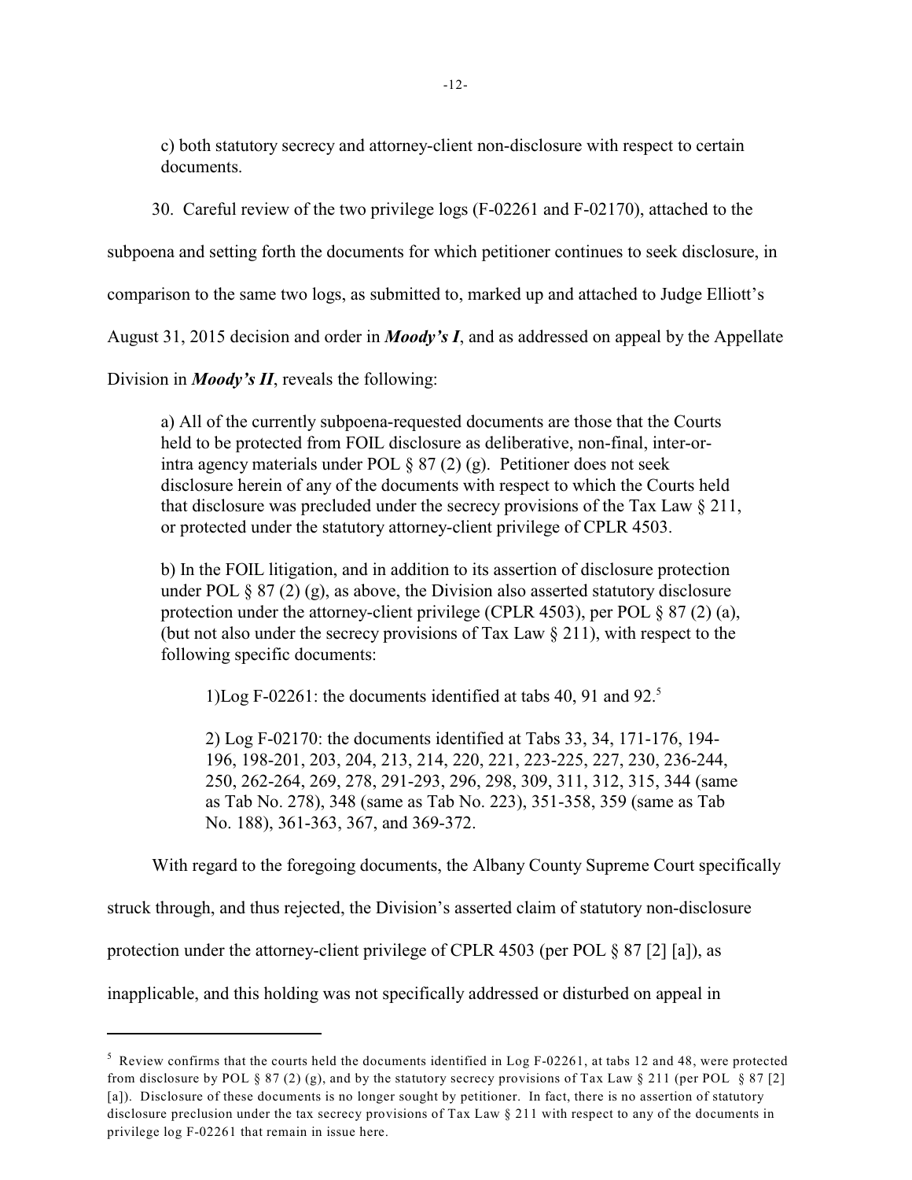c) both statutory secrecy and attorney-client non-disclosure with respect to certain documents.

30. Careful review of the two privilege logs (F-02261 and F-02170), attached to the subpoena and setting forth the documents for which petitioner continues to seek disclosure, in comparison to the same two logs, as submitted to, marked up and attached to Judge Elliott's August 31, 2015 decision and order in ***Moody's I***, and as addressed on appeal by the Appellate Division in ***Moody's II***, reveals the following:

a) All of the currently subpoena-requested documents are those that the Courts held to be protected from FOIL disclosure as deliberative, non-final, inter-or-intra agency materials under POL § 87 (2) (g). Petitioner does not seek disclosure herein of any of the documents with respect to which the Courts held that disclosure was precluded under the secrecy provisions of the Tax Law § 211, or protected under the statutory attorney-client privilege of CPLR 4503.

b) In the FOIL litigation, and in addition to its assertion of disclosure protection under POL § 87 (2) (g), as above, the Division also asserted statutory disclosure protection under the attorney-client privilege (CPLR 4503), per POL § 87 (2) (a), (but not also under the secrecy provisions of Tax Law § 211), with respect to the following specific documents:

1)Log F-02261: the documents identified at tabs 40, 91 and 92.[5]

2) Log F-02170: the documents identified at Tabs 33, 34, 171-176, 194-196, 198-201, 203, 204, 213, 214, 220, 221, 223-225, 227, 230, 236-244, 250, 262-264, 269, 278, 291-293, 296, 298, 309, 311, 312, 315, 344 (same as Tab No. 278), 348 (same as Tab No. 223), 351-358, 359 (same as Tab No. 188), 361-363, 367, and 369-372.

With regard to the foregoing documents, the Albany County Supreme Court specifically struck through, and thus rejected, the Division's asserted claim of statutory non-disclosure protection under the attorney-client privilege of CPLR 4503 (per POL § 87 [2] [a]), as inapplicable, and this holding was not specifically addressed or disturbed on appeal in

---

[5] Review confirms that the courts held the documents identified in Log F-02261, at tabs 12 and 48, were protected from disclosure by POL § 87 (2) (g), and by the statutory secrecy provisions of Tax Law § 211 (per POL § 87 [2] [a]). Disclosure of these documents is no longer sought by petitioner. In fact, there is no assertion of statutory disclosure preclusion under the tax secrecy provisions of Tax Law § 211 with respect to any of the documents in privilege log F-02261 that remain in issue here.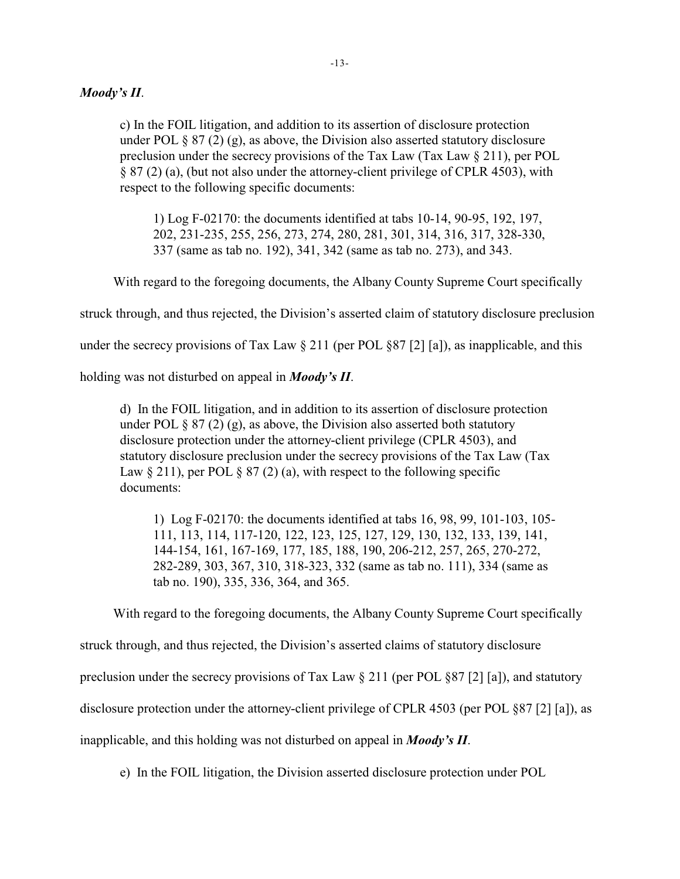***Moody's II***.

> c) In the FOIL litigation, and addition to its assertion of disclosure protection under POL § 87 (2) (g), as above, the Division also asserted statutory disclosure preclusion under the secrecy provisions of the Tax Law (Tax Law § 211), per POL § 87 (2) (a), (but not also under the attorney-client privilege of CPLR 4503), with respect to the following specific documents:
>
> > 1) Log F-02170: the documents identified at tabs 10-14, 90-95, 192, 197, 202, 231-235, 255, 256, 273, 274, 280, 281, 301, 314, 316, 317, 328-330, 337 (same as tab no. 192), 341, 342 (same as tab no. 273), and 343.

With regard to the foregoing documents, the Albany County Supreme Court specifically struck through, and thus rejected, the Division's asserted claim of statutory disclosure preclusion under the secrecy provisions of Tax Law § 211 (per POL §87 [2] [a]), as inapplicable, and this holding was not disturbed on appeal in ***Moody's II***.

> d) In the FOIL litigation, and in addition to its assertion of disclosure protection under POL § 87 (2) (g), as above, the Division also asserted both statutory disclosure protection under the attorney-client privilege (CPLR 4503), and statutory disclosure preclusion under the secrecy provisions of the Tax Law (Tax Law § 211), per POL § 87 (2) (a), with respect to the following specific documents:
>
> > 1) Log F-02170: the documents identified at tabs 16, 98, 99, 101-103, 105-111, 113, 114, 117-120, 122, 123, 125, 127, 129, 130, 132, 133, 139, 141, 144-154, 161, 167-169, 177, 185, 188, 190, 206-212, 257, 265, 270-272, 282-289, 303, 367, 310, 318-323, 332 (same as tab no. 111), 334 (same as tab no. 190), 335, 336, 364, and 365.

With regard to the foregoing documents, the Albany County Supreme Court specifically struck through, and thus rejected, the Division's asserted claims of statutory disclosure preclusion under the secrecy provisions of Tax Law § 211 (per POL §87 [2] [a]), and statutory disclosure protection under the attorney-client privilege of CPLR 4503 (per POL §87 [2] [a]), as inapplicable, and this holding was not disturbed on appeal in ***Moody's II***.

> e) In the FOIL litigation, the Division asserted disclosure protection under POL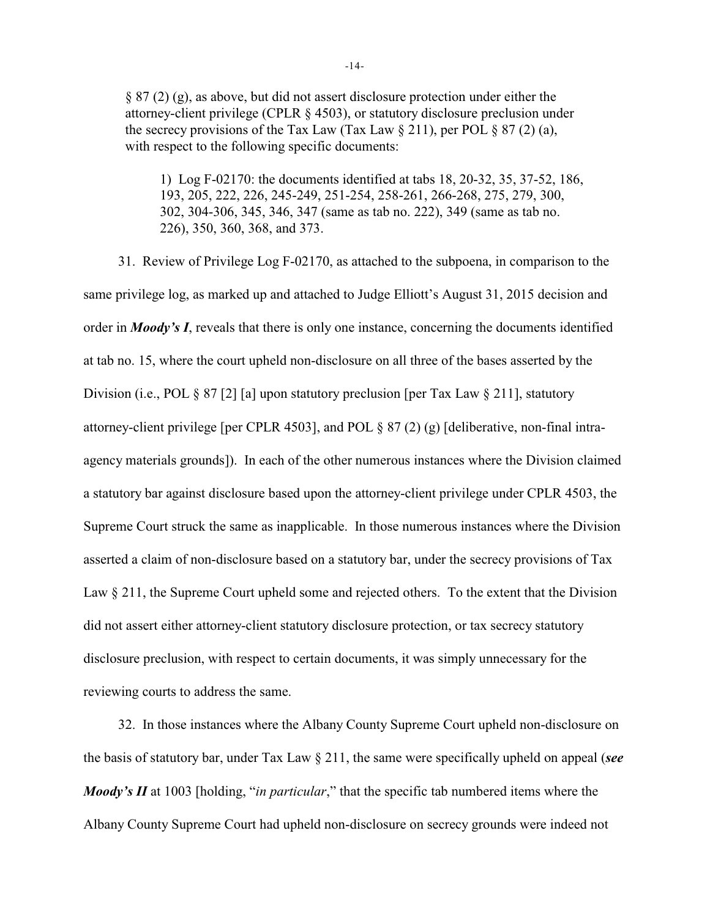§ 87 (2) (g), as above, but did not assert disclosure protection under either the attorney-client privilege (CPLR § 4503), or statutory disclosure preclusion under the secrecy provisions of the Tax Law (Tax Law § 211), per POL § 87 (2) (a), with respect to the following specific documents:

> 1) Log F-02170: the documents identified at tabs 18, 20-32, 35, 37-52, 186, 193, 205, 222, 226, 245-249, 251-254, 258-261, 266-268, 275, 279, 300, 302, 304-306, 345, 346, 347 (same as tab no. 222), 349 (same as tab no. 226), 350, 360, 368, and 373.

31. Review of Privilege Log F-02170, as attached to the subpoena, in comparison to the same privilege log, as marked up and attached to Judge Elliott's August 31, 2015 decision and order in ***Moody's I***, reveals that there is only one instance, concerning the documents identified at tab no. 15, where the court upheld non-disclosure on all three of the bases asserted by the Division (i.e., POL § 87 [2] [a] upon statutory preclusion [per Tax Law § 211], statutory attorney-client privilege [per CPLR 4503], and POL § 87 (2) (g) [deliberative, non-final intra-agency materials grounds]). In each of the other numerous instances where the Division claimed a statutory bar against disclosure based upon the attorney-client privilege under CPLR 4503, the Supreme Court struck the same as inapplicable. In those numerous instances where the Division asserted a claim of non-disclosure based on a statutory bar, under the secrecy provisions of Tax Law § 211, the Supreme Court upheld some and rejected others. To the extent that the Division did not assert either attorney-client statutory disclosure protection, or tax secrecy statutory disclosure preclusion, with respect to certain documents, it was simply unnecessary for the reviewing courts to address the same.

32. In those instances where the Albany County Supreme Court upheld non-disclosure on the basis of statutory bar, under Tax Law § 211, the same were specifically upheld on appeal (***see Moody's II*** at 1003 [holding, "*in particular*," that the specific tab numbered items where the Albany County Supreme Court had upheld non-disclosure on secrecy grounds were indeed not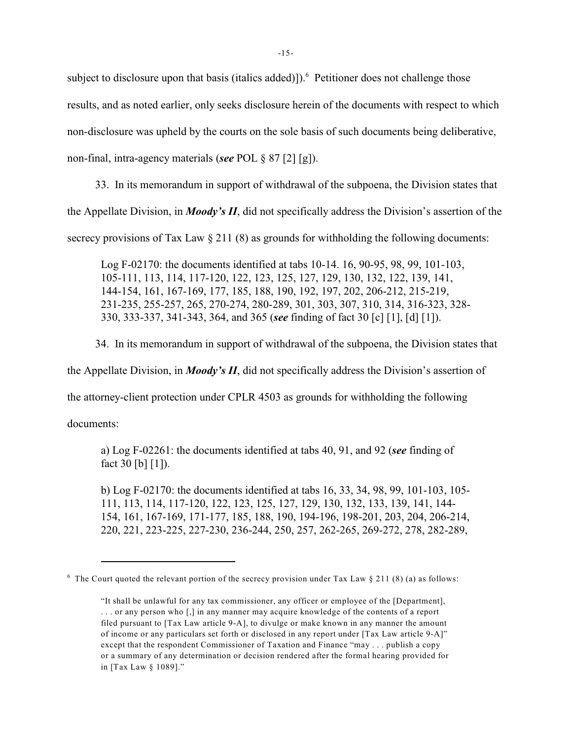subject to disclosure upon that basis (italics added)]).[6] Petitioner does not challenge those results, and as noted earlier, only seeks disclosure herein of the documents with respect to which non-disclosure was upheld by the courts on the sole basis of such documents being deliberative, non-final, intra-agency materials (***see*** POL § 87 [2] [g]).

33. In its memorandum in support of withdrawal of the subpoena, the Division states that the Appellate Division, in ***Moody's II***, did not specifically address the Division's assertion of the secrecy provisions of Tax Law § 211 (8) as grounds for withholding the following documents:

> Log F-02170: the documents identified at tabs 10-14. 16, 90-95, 98, 99, 101-103, 105-111, 113, 114, 117-120, 122, 123, 125, 127, 129, 130, 132, 122, 139, 141, 144-154, 161, 167-169, 177, 185, 188, 190, 192, 197, 202, 206-212, 215-219, 231-235, 255-257, 265, 270-274, 280-289, 301, 303, 307, 310, 314, 316-323, 328-330, 333-337, 341-343, 364, and 365 (***see*** finding of fact 30 [c] [1], [d] [1]).

34. In its memorandum in support of withdrawal of the subpoena, the Division states that the Appellate Division, in ***Moody's II***, did not specifically address the Division's assertion of the attorney-client protection under CPLR 4503 as grounds for withholding the following documents:

> a) Log F-02261: the documents identified at tabs 40, 91, and 92 (***see*** finding of fact 30 [b] [1]).
>
> b) Log F-02170: the documents identified at tabs 16, 33, 34, 98, 99, 101-103, 105-111, 113, 114, 117-120, 122, 123, 125, 127, 129, 130, 132, 133, 139, 141, 144-154, 161, 167-169, 171-177, 185, 188, 190, 194-196, 198-201, 203, 204, 206-214, 220, 221, 223-225, 227-230, 236-244, 250, 257, 262-265, 269-272, 278, 282-289,

---

[6] The Court quoted the relevant portion of the secrecy provision under Tax Law § 211 (8) (a) as follows:

> "It shall be unlawful for any tax commissioner, any officer or employee of the [Department], . . . or any person who [,] in any manner may acquire knowledge of the contents of a report filed pursuant to [Tax Law article 9-A], to divulge or make known in any manner the amount of income or any particulars set forth or disclosed in any report under [Tax Law article 9-A]" except that the respondent Commissioner of Taxation and Finance "may . . . publish a copy or a summary of any determination or decision rendered after the formal hearing provided for in [Tax Law § 1089]."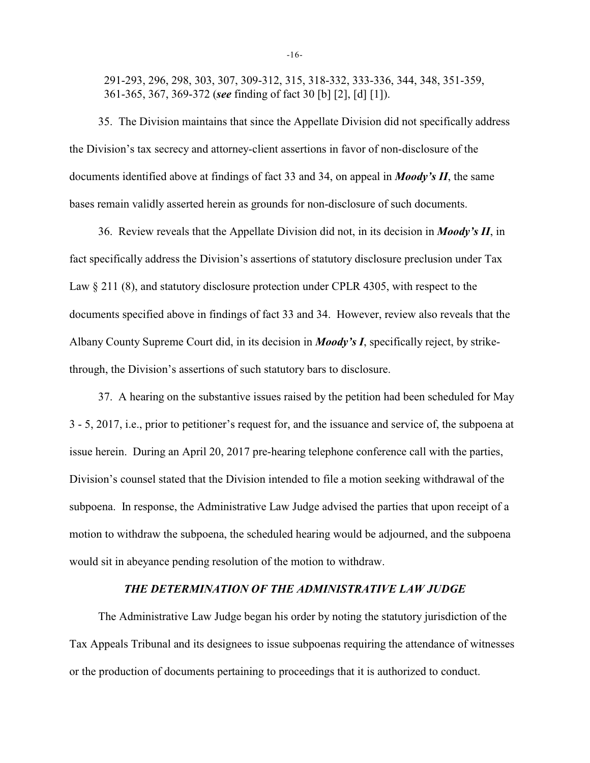291-293, 296, 298, 303, 307, 309-312, 315, 318-332, 333-336, 344, 348, 351-359, 361-365, 367, 369-372 (***see*** finding of fact 30 [b] [2], [d] [1]).

35. The Division maintains that since the Appellate Division did not specifically address the Division's tax secrecy and attorney-client assertions in favor of non-disclosure of the documents identified above at findings of fact 33 and 34, on appeal in ***Moody's II***, the same bases remain validly asserted herein as grounds for non-disclosure of such documents.

36. Review reveals that the Appellate Division did not, in its decision in ***Moody's II***, in fact specifically address the Division's assertions of statutory disclosure preclusion under Tax Law § 211 (8), and statutory disclosure protection under CPLR 4305, with respect to the documents specified above in findings of fact 33 and 34. However, review also reveals that the Albany County Supreme Court did, in its decision in ***Moody's I***, specifically reject, by strike-through, the Division's assertions of such statutory bars to disclosure.

37. A hearing on the substantive issues raised by the petition had been scheduled for May 3 - 5, 2017, i.e., prior to petitioner's request for, and the issuance and service of, the subpoena at issue herein. During an April 20, 2017 pre-hearing telephone conference call with the parties, Division's counsel stated that the Division intended to file a motion seeking withdrawal of the subpoena. In response, the Administrative Law Judge advised the parties that upon receipt of a motion to withdraw the subpoena, the scheduled hearing would be adjourned, and the subpoena would sit in abeyance pending resolution of the motion to withdraw.

## ***THE DETERMINATION OF THE ADMINISTRATIVE LAW JUDGE***

The Administrative Law Judge began his order by noting the statutory jurisdiction of the Tax Appeals Tribunal and its designees to issue subpoenas requiring the attendance of witnesses or the production of documents pertaining to proceedings that it is authorized to conduct.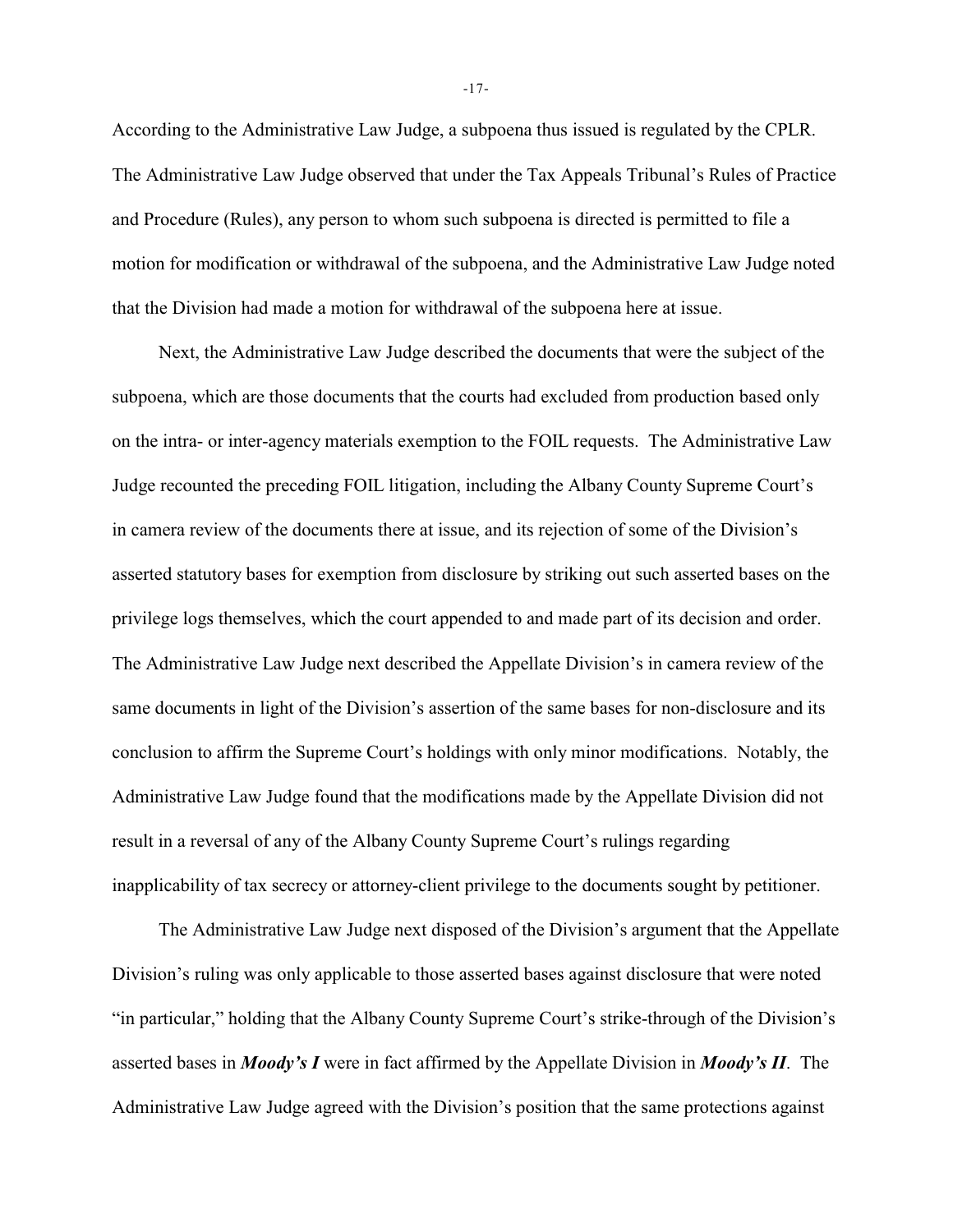According to the Administrative Law Judge, a subpoena thus issued is regulated by the CPLR. The Administrative Law Judge observed that under the Tax Appeals Tribunal's Rules of Practice and Procedure (Rules), any person to whom such subpoena is directed is permitted to file a motion for modification or withdrawal of the subpoena, and the Administrative Law Judge noted that the Division had made a motion for withdrawal of the subpoena here at issue.

Next, the Administrative Law Judge described the documents that were the subject of the subpoena, which are those documents that the courts had excluded from production based only on the intra- or inter-agency materials exemption to the FOIL requests. The Administrative Law Judge recounted the preceding FOIL litigation, including the Albany County Supreme Court's in camera review of the documents there at issue, and its rejection of some of the Division's asserted statutory bases for exemption from disclosure by striking out such asserted bases on the privilege logs themselves, which the court appended to and made part of its decision and order. The Administrative Law Judge next described the Appellate Division's in camera review of the same documents in light of the Division's assertion of the same bases for non-disclosure and its conclusion to affirm the Supreme Court's holdings with only minor modifications. Notably, the Administrative Law Judge found that the modifications made by the Appellate Division did not result in a reversal of any of the Albany County Supreme Court's rulings regarding inapplicability of tax secrecy or attorney-client privilege to the documents sought by petitioner.

The Administrative Law Judge next disposed of the Division's argument that the Appellate Division's ruling was only applicable to those asserted bases against disclosure that were noted "in particular," holding that the Albany County Supreme Court's strike-through of the Division's asserted bases in ***Moody's I*** were in fact affirmed by the Appellate Division in ***Moody's II***. The Administrative Law Judge agreed with the Division's position that the same protections against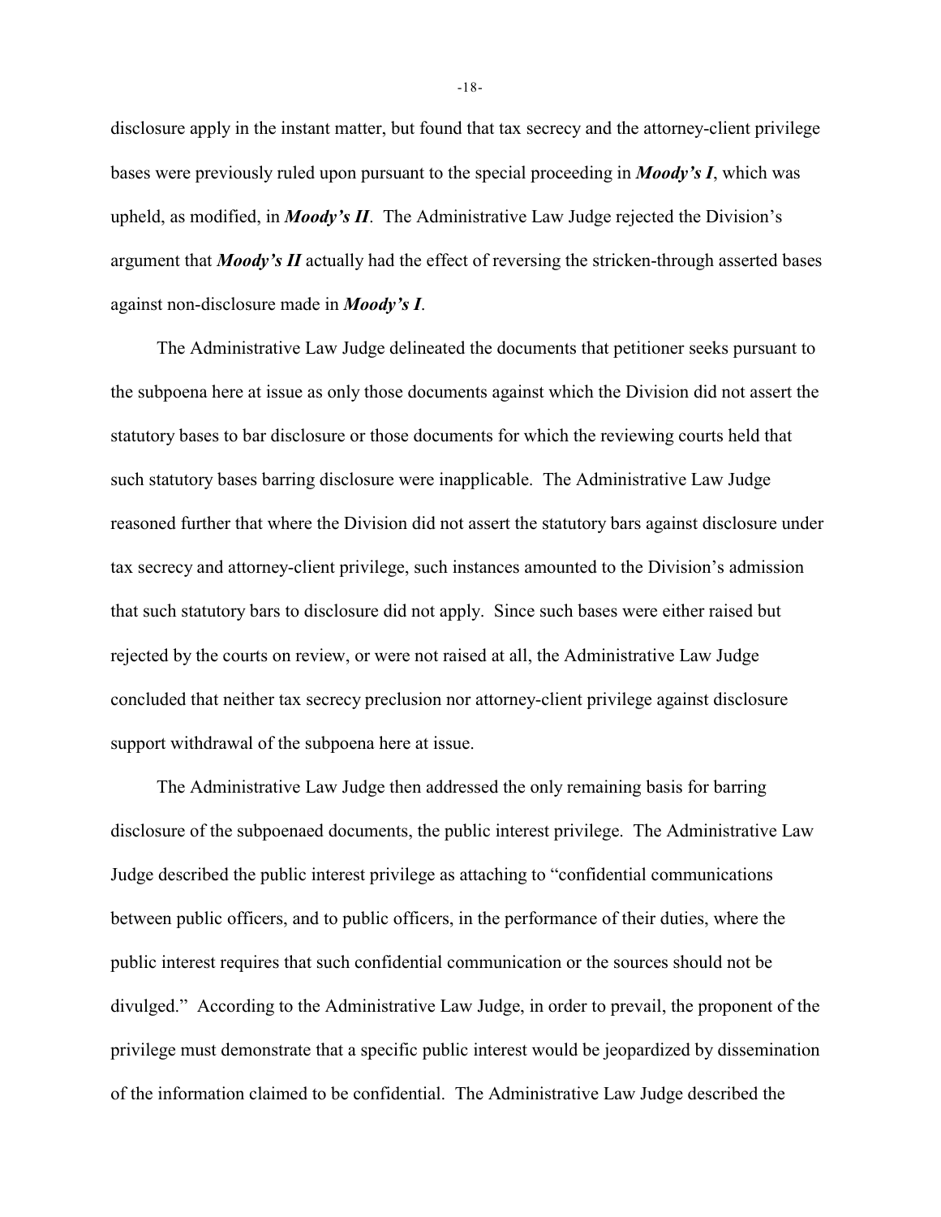disclosure apply in the instant matter, but found that tax secrecy and the attorney-client privilege bases were previously ruled upon pursuant to the special proceeding in ***Moody's I***, which was upheld, as modified, in ***Moody's II***. The Administrative Law Judge rejected the Division's argument that ***Moody's II*** actually had the effect of reversing the stricken-through asserted bases against non-disclosure made in ***Moody's I***.

The Administrative Law Judge delineated the documents that petitioner seeks pursuant to the subpoena here at issue as only those documents against which the Division did not assert the statutory bases to bar disclosure or those documents for which the reviewing courts held that such statutory bases barring disclosure were inapplicable. The Administrative Law Judge reasoned further that where the Division did not assert the statutory bars against disclosure under tax secrecy and attorney-client privilege, such instances amounted to the Division's admission that such statutory bars to disclosure did not apply. Since such bases were either raised but rejected by the courts on review, or were not raised at all, the Administrative Law Judge concluded that neither tax secrecy preclusion nor attorney-client privilege against disclosure support withdrawal of the subpoena here at issue.

The Administrative Law Judge then addressed the only remaining basis for barring disclosure of the subpoenaed documents, the public interest privilege. The Administrative Law Judge described the public interest privilege as attaching to "confidential communications between public officers, and to public officers, in the performance of their duties, where the public interest requires that such confidential communication or the sources should not be divulged." According to the Administrative Law Judge, in order to prevail, the proponent of the privilege must demonstrate that a specific public interest would be jeopardized by dissemination of the information claimed to be confidential. The Administrative Law Judge described the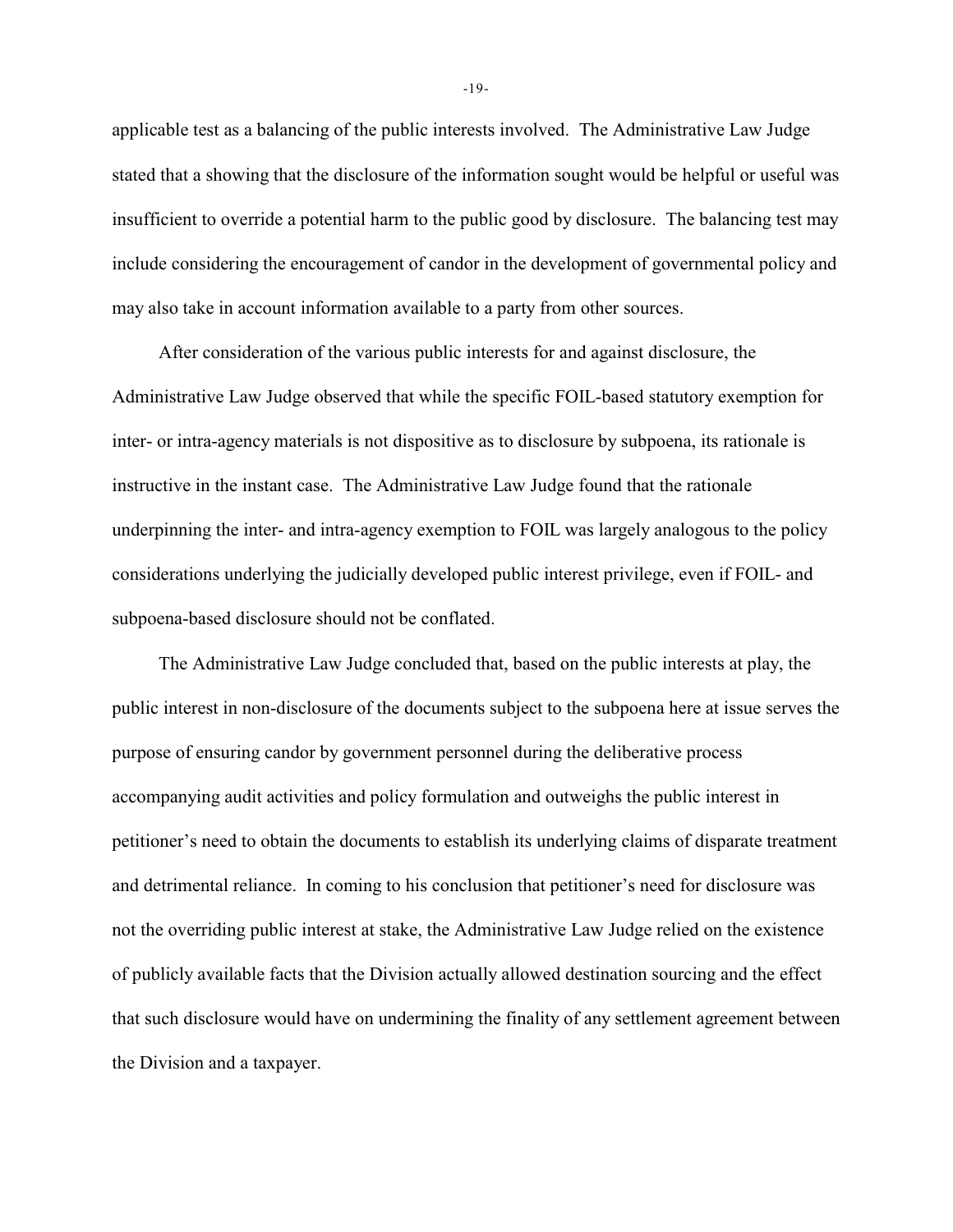applicable test as a balancing of the public interests involved. The Administrative Law Judge stated that a showing that the disclosure of the information sought would be helpful or useful was insufficient to override a potential harm to the public good by disclosure. The balancing test may include considering the encouragement of candor in the development of governmental policy and may also take in account information available to a party from other sources.

After consideration of the various public interests for and against disclosure, the Administrative Law Judge observed that while the specific FOIL-based statutory exemption for inter- or intra-agency materials is not dispositive as to disclosure by subpoena, its rationale is instructive in the instant case. The Administrative Law Judge found that the rationale underpinning the inter- and intra-agency exemption to FOIL was largely analogous to the policy considerations underlying the judicially developed public interest privilege, even if FOIL- and subpoena-based disclosure should not be conflated.

The Administrative Law Judge concluded that, based on the public interests at play, the public interest in non-disclosure of the documents subject to the subpoena here at issue serves the purpose of ensuring candor by government personnel during the deliberative process accompanying audit activities and policy formulation and outweighs the public interest in petitioner's need to obtain the documents to establish its underlying claims of disparate treatment and detrimental reliance. In coming to his conclusion that petitioner's need for disclosure was not the overriding public interest at stake, the Administrative Law Judge relied on the existence of publicly available facts that the Division actually allowed destination sourcing and the effect that such disclosure would have on undermining the finality of any settlement agreement between the Division and a taxpayer.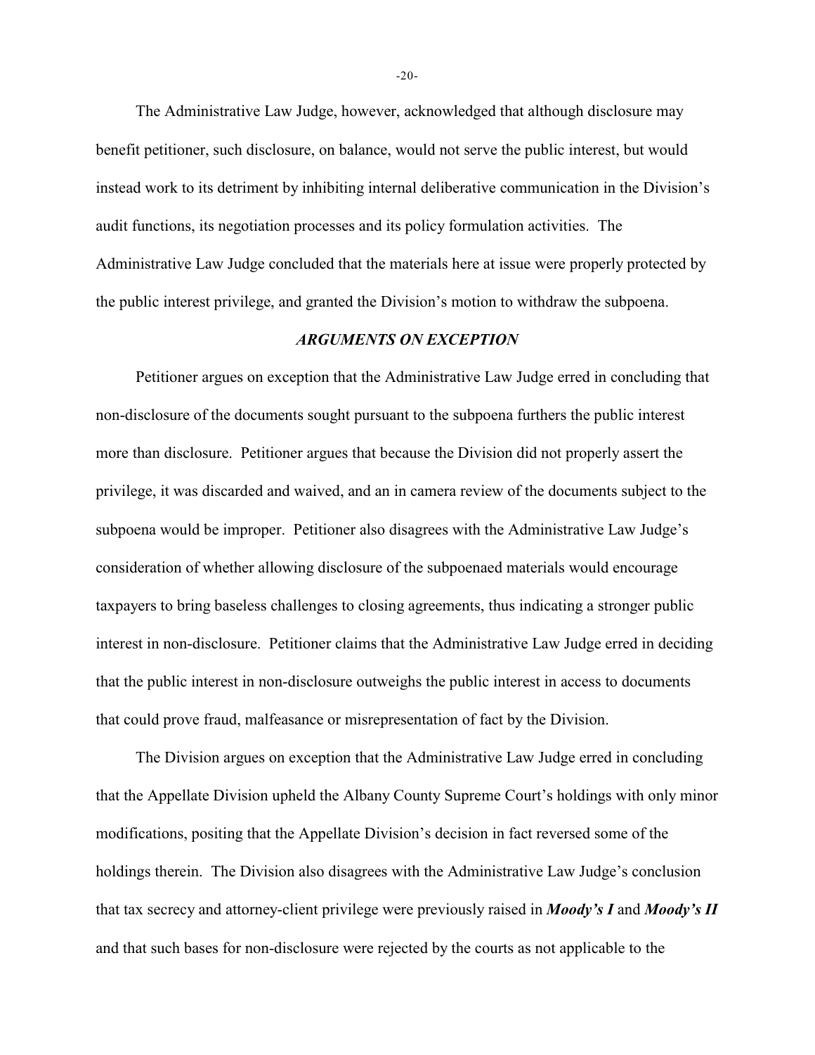The Administrative Law Judge, however, acknowledged that although disclosure may benefit petitioner, such disclosure, on balance, would not serve the public interest, but would instead work to its detriment by inhibiting internal deliberative communication in the Division's audit functions, its negotiation processes and its policy formulation activities. The Administrative Law Judge concluded that the materials here at issue were properly protected by the public interest privilege, and granted the Division's motion to withdraw the subpoena.

### *ARGUMENTS ON EXCEPTION*

Petitioner argues on exception that the Administrative Law Judge erred in concluding that non-disclosure of the documents sought pursuant to the subpoena furthers the public interest more than disclosure. Petitioner argues that because the Division did not properly assert the privilege, it was discarded and waived, and an in camera review of the documents subject to the subpoena would be improper. Petitioner also disagrees with the Administrative Law Judge's consideration of whether allowing disclosure of the subpoenaed materials would encourage taxpayers to bring baseless challenges to closing agreements, thus indicating a stronger public interest in non-disclosure. Petitioner claims that the Administrative Law Judge erred in deciding that the public interest in non-disclosure outweighs the public interest in access to documents that could prove fraud, malfeasance or misrepresentation of fact by the Division.

The Division argues on exception that the Administrative Law Judge erred in concluding that the Appellate Division upheld the Albany County Supreme Court's holdings with only minor modifications, positing that the Appellate Division's decision in fact reversed some of the holdings therein. The Division also disagrees with the Administrative Law Judge's conclusion that tax secrecy and attorney-client privilege were previously raised in ***Moody's I*** and ***Moody's II*** and that such bases for non-disclosure were rejected by the courts as not applicable to the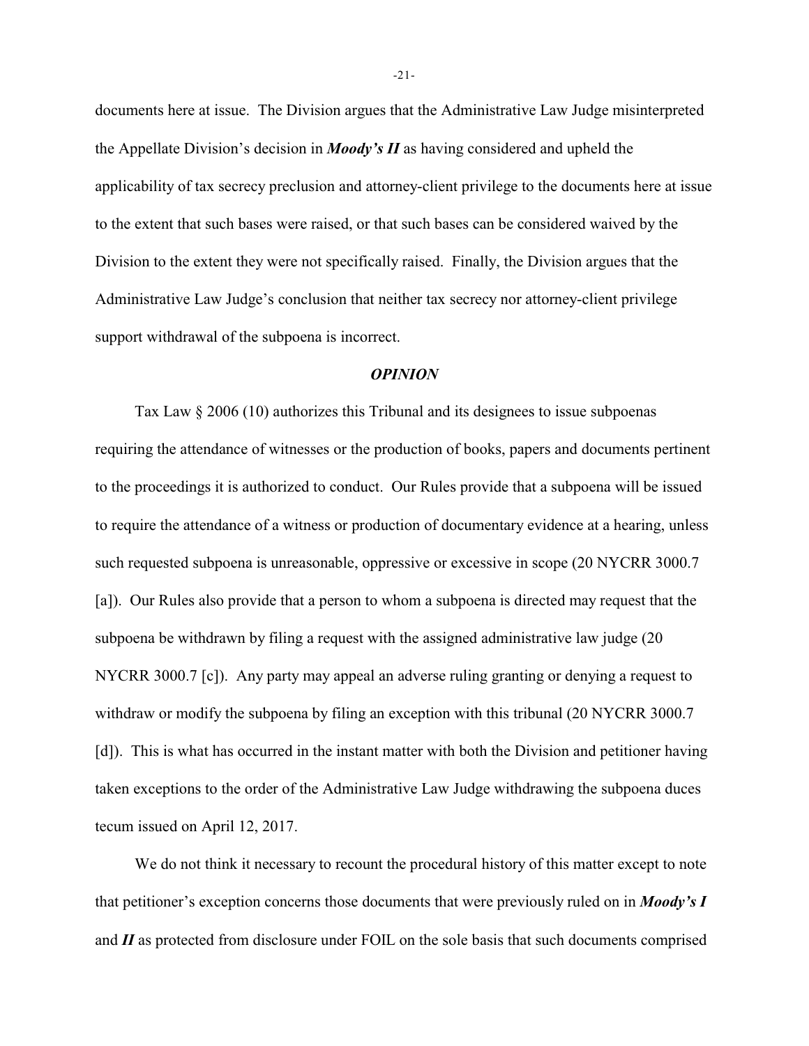documents here at issue. The Division argues that the Administrative Law Judge misinterpreted the Appellate Division's decision in ***Moody's II*** as having considered and upheld the applicability of tax secrecy preclusion and attorney-client privilege to the documents here at issue to the extent that such bases were raised, or that such bases can be considered waived by the Division to the extent they were not specifically raised. Finally, the Division argues that the Administrative Law Judge's conclusion that neither tax secrecy nor attorney-client privilege support withdrawal of the subpoena is incorrect.

## *OPINION*

Tax Law § 2006 (10) authorizes this Tribunal and its designees to issue subpoenas requiring the attendance of witnesses or the production of books, papers and documents pertinent to the proceedings it is authorized to conduct. Our Rules provide that a subpoena will be issued to require the attendance of a witness or production of documentary evidence at a hearing, unless such requested subpoena is unreasonable, oppressive or excessive in scope (20 NYCRR 3000.7 [a]). Our Rules also provide that a person to whom a subpoena is directed may request that the subpoena be withdrawn by filing a request with the assigned administrative law judge (20 NYCRR 3000.7 [c]). Any party may appeal an adverse ruling granting or denying a request to withdraw or modify the subpoena by filing an exception with this tribunal (20 NYCRR 3000.7 [d]). This is what has occurred in the instant matter with both the Division and petitioner having taken exceptions to the order of the Administrative Law Judge withdrawing the subpoena duces tecum issued on April 12, 2017.

We do not think it necessary to recount the procedural history of this matter except to note that petitioner's exception concerns those documents that were previously ruled on in ***Moody's I*** and ***II*** as protected from disclosure under FOIL on the sole basis that such documents comprised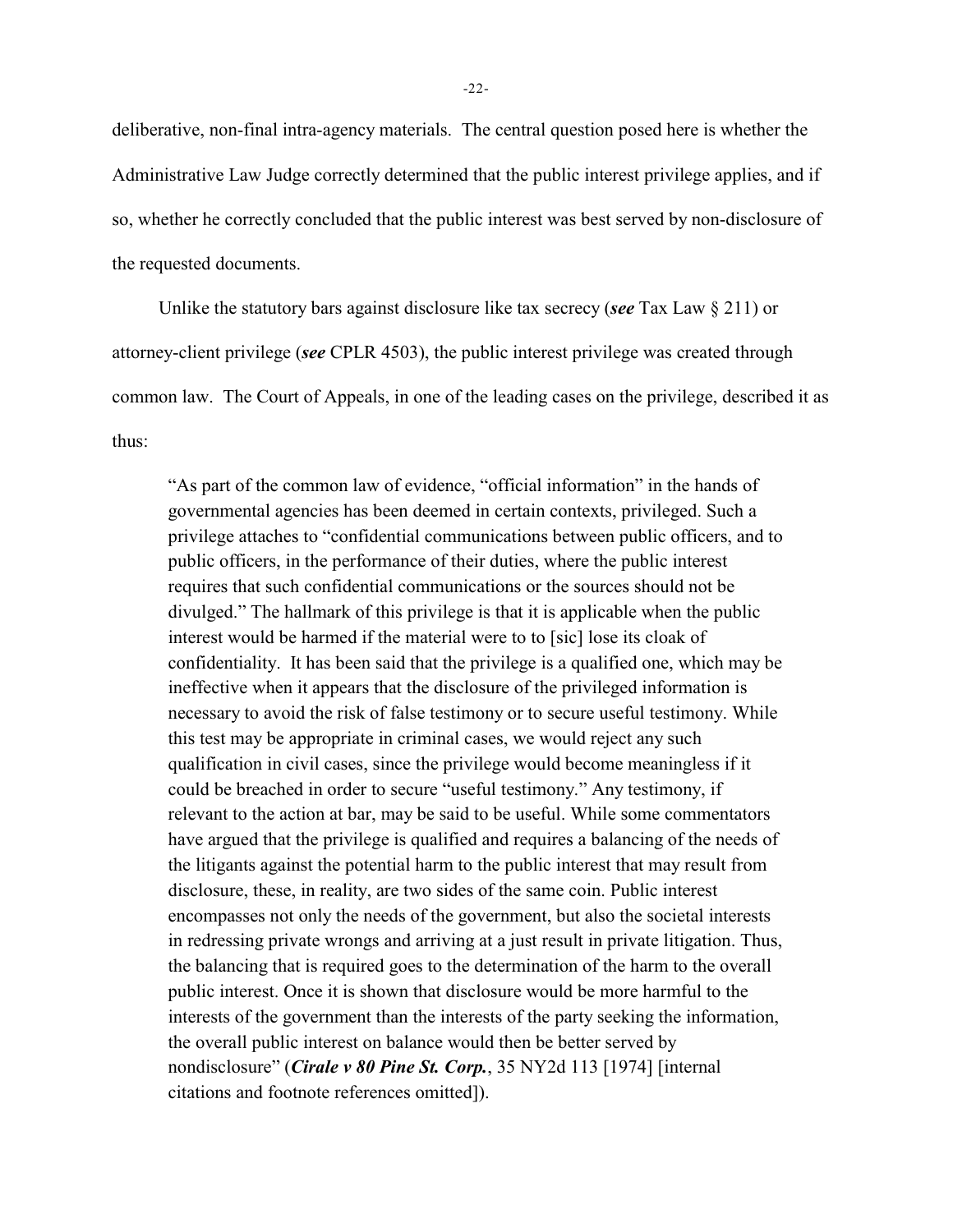deliberative, non-final intra-agency materials. The central question posed here is whether the Administrative Law Judge correctly determined that the public interest privilege applies, and if so, whether he correctly concluded that the public interest was best served by non-disclosure of the requested documents.

Unlike the statutory bars against disclosure like tax secrecy (***see*** Tax Law § 211) or attorney-client privilege (***see*** CPLR 4503), the public interest privilege was created through common law. The Court of Appeals, in one of the leading cases on the privilege, described it as thus:

> "As part of the common law of evidence, "official information" in the hands of governmental agencies has been deemed in certain contexts, privileged. Such a privilege attaches to "confidential communications between public officers, and to public officers, in the performance of their duties, where the public interest requires that such confidential communications or the sources should not be divulged." The hallmark of this privilege is that it is applicable when the public interest would be harmed if the material were to to [sic] lose its cloak of confidentiality. It has been said that the privilege is a qualified one, which may be ineffective when it appears that the disclosure of the privileged information is necessary to avoid the risk of false testimony or to secure useful testimony. While this test may be appropriate in criminal cases, we would reject any such qualification in civil cases, since the privilege would become meaningless if it could be breached in order to secure "useful testimony." Any testimony, if relevant to the action at bar, may be said to be useful. While some commentators have argued that the privilege is qualified and requires a balancing of the needs of the litigants against the potential harm to the public interest that may result from disclosure, these, in reality, are two sides of the same coin. Public interest encompasses not only the needs of the government, but also the societal interests in redressing private wrongs and arriving at a just result in private litigation. Thus, the balancing that is required goes to the determination of the harm to the overall public interest. Once it is shown that disclosure would be more harmful to the interests of the government than the interests of the party seeking the information, the overall public interest on balance would then be better served by nondisclosure" (***Cirale v 80 Pine St. Corp.***, 35 NY2d 113 [1974] [internal citations and footnote references omitted]).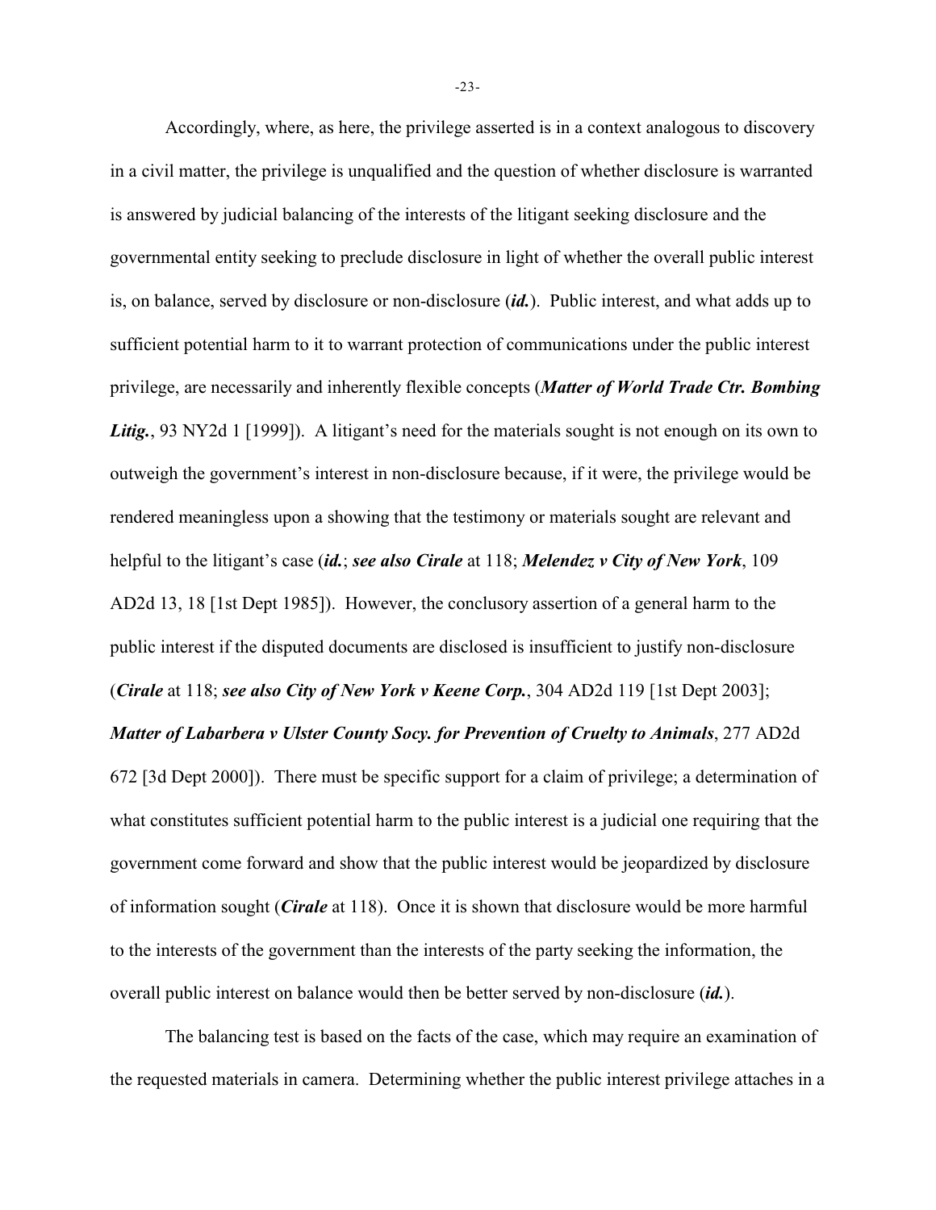Accordingly, where, as here, the privilege asserted is in a context analogous to discovery in a civil matter, the privilege is unqualified and the question of whether disclosure is warranted is answered by judicial balancing of the interests of the litigant seeking disclosure and the governmental entity seeking to preclude disclosure in light of whether the overall public interest is, on balance, served by disclosure or non-disclosure (***id.***). Public interest, and what adds up to sufficient potential harm to it to warrant protection of communications under the public interest privilege, are necessarily and inherently flexible concepts (***Matter of World Trade Ctr. Bombing Litig.***, 93 NY2d 1 [1999]). A litigant's need for the materials sought is not enough on its own to outweigh the government's interest in non-disclosure because, if it were, the privilege would be rendered meaningless upon a showing that the testimony or materials sought are relevant and helpful to the litigant's case (***id.***; ***see also Cirale*** at 118; ***Melendez v City of New York***, 109 AD2d 13, 18 [1st Dept 1985]). However, the conclusory assertion of a general harm to the public interest if the disputed documents are disclosed is insufficient to justify non-disclosure (***Cirale*** at 118; ***see also City of New York v Keene Corp.***, 304 AD2d 119 [1st Dept 2003]; ***Matter of Labarbera v Ulster County Socy. for Prevention of Cruelty to Animals***, 277 AD2d 672 [3d Dept 2000]). There must be specific support for a claim of privilege; a determination of what constitutes sufficient potential harm to the public interest is a judicial one requiring that the government come forward and show that the public interest would be jeopardized by disclosure of information sought (***Cirale*** at 118). Once it is shown that disclosure would be more harmful to the interests of the government than the interests of the party seeking the information, the overall public interest on balance would then be better served by non-disclosure (***id.***).

The balancing test is based on the facts of the case, which may require an examination of the requested materials in camera. Determining whether the public interest privilege attaches in a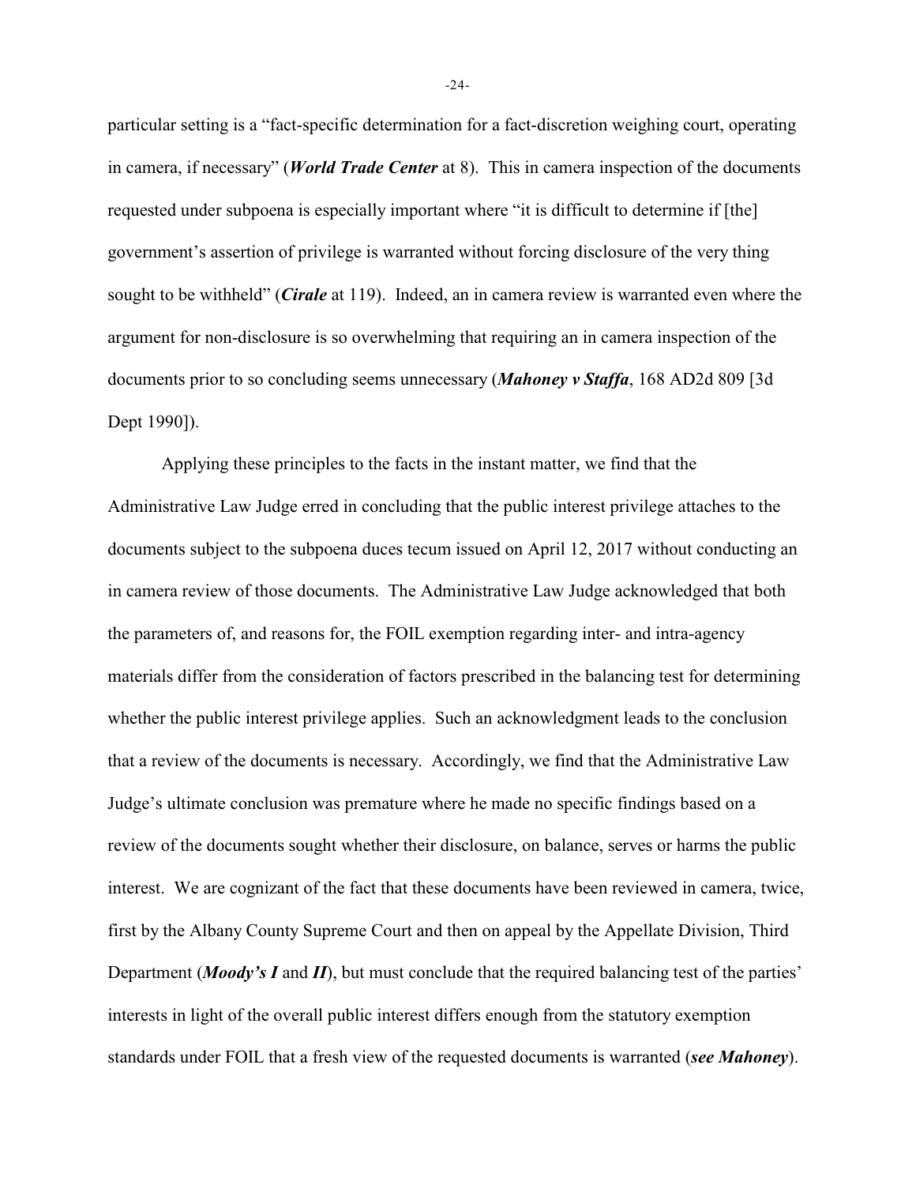particular setting is a "fact-specific determination for a fact-discretion weighing court, operating in camera, if necessary" (***World Trade Center*** at 8). This in camera inspection of the documents requested under subpoena is especially important where "it is difficult to determine if [the] government's assertion of privilege is warranted without forcing disclosure of the very thing sought to be withheld" (***Cirale*** at 119). Indeed, an in camera review is warranted even where the argument for non-disclosure is so overwhelming that requiring an in camera inspection of the documents prior to so concluding seems unnecessary (***Mahoney v Staffa***, 168 AD2d 809 [3d Dept 1990]).

Applying these principles to the facts in the instant matter, we find that the Administrative Law Judge erred in concluding that the public interest privilege attaches to the documents subject to the subpoena duces tecum issued on April 12, 2017 without conducting an in camera review of those documents. The Administrative Law Judge acknowledged that both the parameters of, and reasons for, the FOIL exemption regarding inter- and intra-agency materials differ from the consideration of factors prescribed in the balancing test for determining whether the public interest privilege applies. Such an acknowledgment leads to the conclusion that a review of the documents is necessary. Accordingly, we find that the Administrative Law Judge's ultimate conclusion was premature where he made no specific findings based on a review of the documents sought whether their disclosure, on balance, serves or harms the public interest. We are cognizant of the fact that these documents have been reviewed in camera, twice, first by the Albany County Supreme Court and then on appeal by the Appellate Division, Third Department (***Moody's I*** and ***II***), but must conclude that the required balancing test of the parties' interests in light of the overall public interest differs enough from the statutory exemption standards under FOIL that a fresh view of the requested documents is warranted (***see Mahoney***).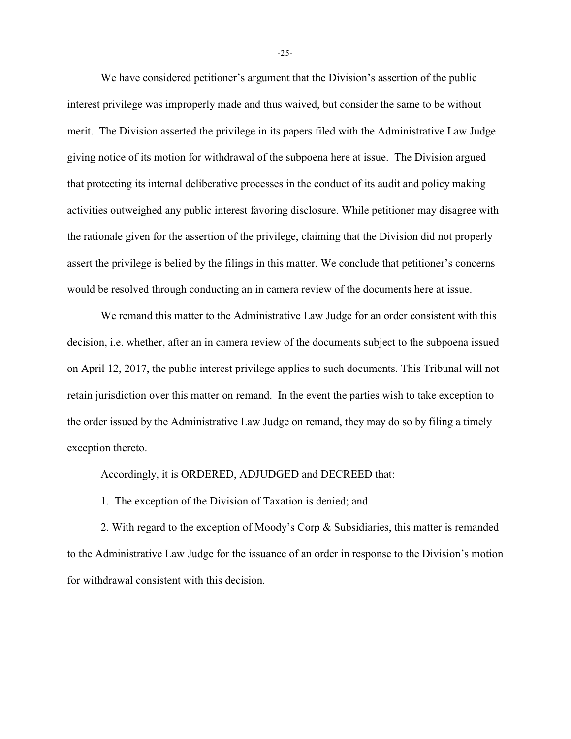We have considered petitioner's argument that the Division's assertion of the public interest privilege was improperly made and thus waived, but consider the same to be without merit. The Division asserted the privilege in its papers filed with the Administrative Law Judge giving notice of its motion for withdrawal of the subpoena here at issue. The Division argued that protecting its internal deliberative processes in the conduct of its audit and policy making activities outweighed any public interest favoring disclosure. While petitioner may disagree with the rationale given for the assertion of the privilege, claiming that the Division did not properly assert the privilege is belied by the filings in this matter. We conclude that petitioner's concerns would be resolved through conducting an in camera review of the documents here at issue.

We remand this matter to the Administrative Law Judge for an order consistent with this decision, i.e. whether, after an in camera review of the documents subject to the subpoena issued on April 12, 2017, the public interest privilege applies to such documents. This Tribunal will not retain jurisdiction over this matter on remand. In the event the parties wish to take exception to the order issued by the Administrative Law Judge on remand, they may do so by filing a timely exception thereto.

Accordingly, it is ORDERED, ADJUDGED and DECREED that:

1. The exception of the Division of Taxation is denied; and

2. With regard to the exception of Moody's Corp & Subsidiaries, this matter is remanded to the Administrative Law Judge for the issuance of an order in response to the Division's motion for withdrawal consistent with this decision.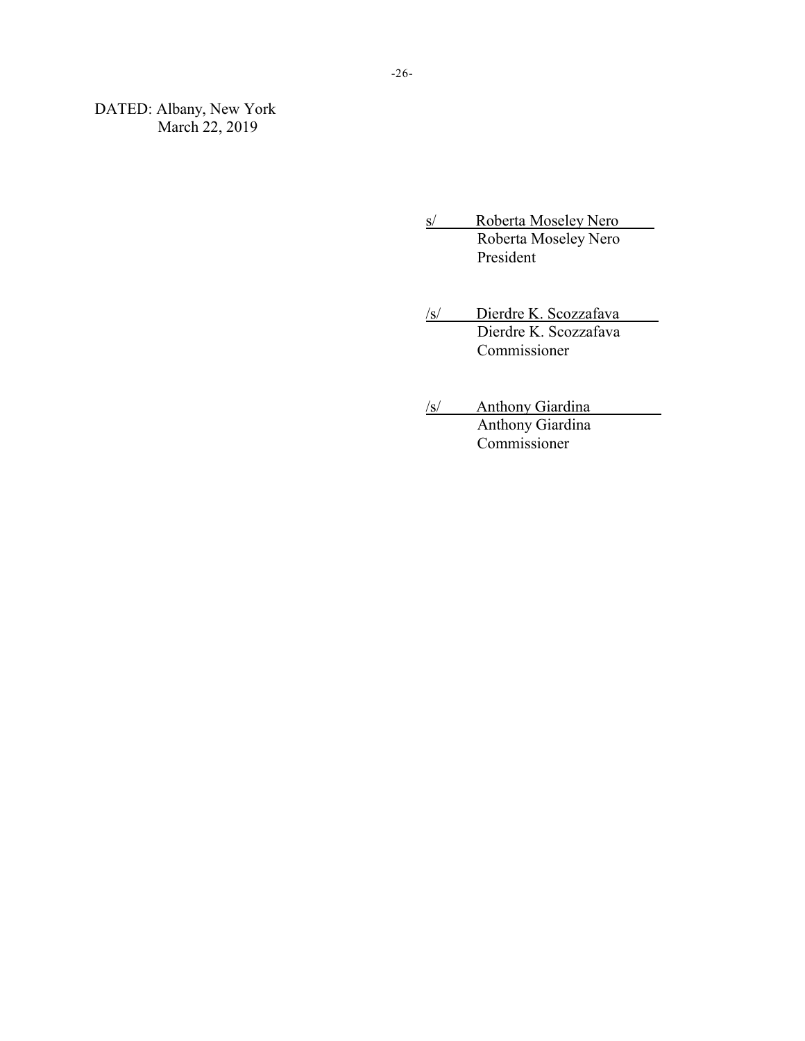DATED: Albany, New York
March 22, 2019

s/ Roberta Moseley Nero
Roberta Moseley Nero
President

/s/ Dierdre K. Scozzafava
Dierdre K. Scozzafava
Commissioner

/s/ Anthony Giardina
Anthony Giardina
Commissioner